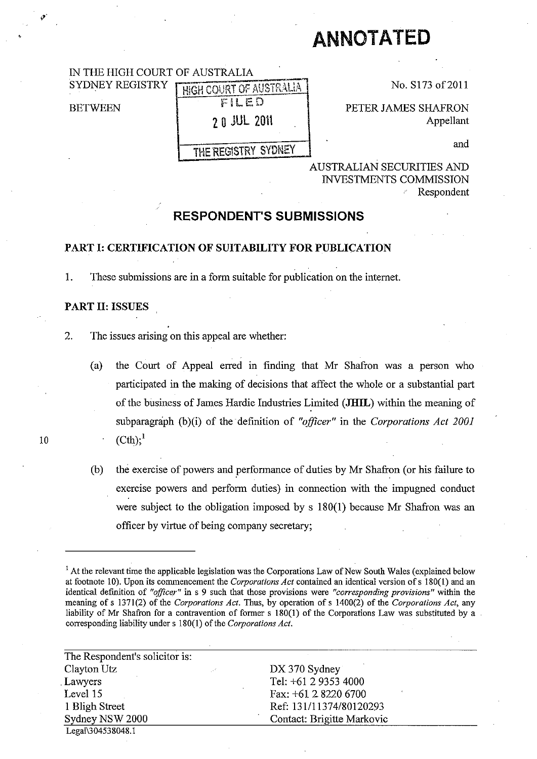# ANNOTATED

IN THE HIGH COURT OF AUSTRALIA
SYDNEY REGISTRY

HIGH COURT OF AUSTRALIA
FILED
20 JUL 2011
THE REGISTRY SYDNEY

No. S173 of 2011

BETWEEN

PETER JAMES SHAFRON
Appellant

and

AUSTRALIAN SECURITIES AND INVESTMENTS COMMISSION
Respondent

## RESPONDENT'S SUBMISSIONS

### PART I: CERTIFICATION OF SUITABILITY FOR PUBLICATION

1. These submissions are in a form suitable for publication on the internet.

### PART II: ISSUES

2. The issues arising on this appeal are whether:

   (a) the Court of Appeal erred in finding that Mr Shafron was a person who participated in the making of decisions that affect the whole or a substantial part of the business of James Hardie Industries Limited (**JHIL**) within the meaning of subparagraph (b)(i) of the definition of *"officer"* in the *Corporations Act 2001* (Cth);[1]

   (b) the exercise of powers and performance of duties by Mr Shafron (or his failure to exercise powers and perform duties) in connection with the impugned conduct were subject to the obligation imposed by s 180(1) because Mr Shafron was an officer by virtue of being company secretary;

---

[1] At the relevant time the applicable legislation was the Corporations Law of New South Wales (explained below at footnote 10). Upon its commencement the *Corporations Act* contained an identical version of s 180(1) and an identical definition of *"officer"* in s 9 such that those provisions were *"corresponding provisions"* within the meaning of s 1371(2) of the *Corporations Act*. Thus, by operation of s 1400(2) of the *Corporations Act*, any liability of Mr Shafron for a contravention of former s 180(1) of the Corporations Law was substituted by a corresponding liability under s 180(1) of the *Corporations Act*.

| The Respondent's solicitor is: | |
|---|---|
| Clayton Utz | DX 370 Sydney |
| Lawyers | Tel: +61 2 9353 4000 |
| Level 15 | Fax: +61 2 8220 6700 |
| 1 Bligh Street | Ref: 131/11374/80120293 |
| Sydney NSW 2000 | Contact: Brigitte Markovic |

Legal\304538048.1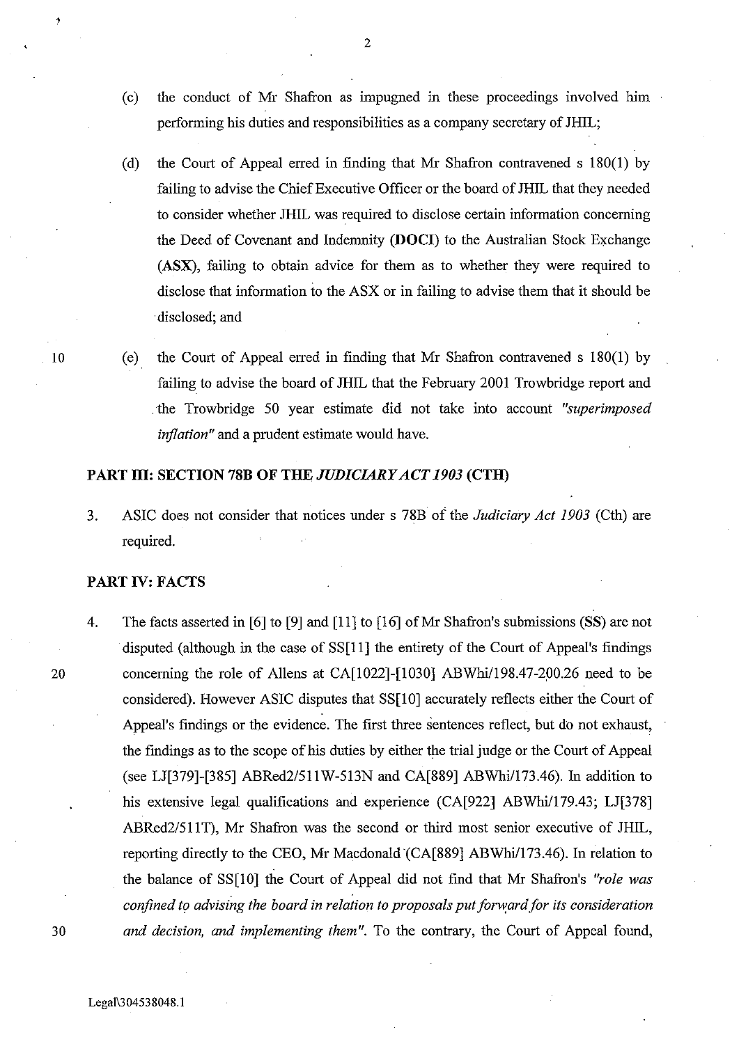(c) the conduct of Mr Shafron as impugned in these proceedings involved him performing his duties and responsibilities as a company secretary of JHIL;

(d) the Court of Appeal erred in finding that Mr Shafron contravened s 180(1) by failing to advise the Chief Executive Officer or the board of JHIL that they needed to consider whether JHIL was required to disclose certain information concerning the Deed of Covenant and Indemnity (**DOCI**) to the Australian Stock Exchange (**ASX**), failing to obtain advice for them as to whether they were required to disclose that information to the ASX or in failing to advise them that it should be disclosed; and

(e) the Court of Appeal erred in finding that Mr Shafron contravened s 180(1) by failing to advise the board of JHIL that the February 2001 Trowbridge report and the Trowbridge 50 year estimate did not take into account *"superimposed inflation"* and a prudent estimate would have.

## PART III: SECTION 78B OF THE *JUDICIARY ACT 1903* (CTH)

3. ASIC does not consider that notices under s 78B of the *Judiciary Act 1903* (Cth) are required.

## PART IV: FACTS

4. The facts asserted in [6] to [9] and [11] to [16] of Mr Shafron's submissions (**SS**) are not disputed (although in the case of SS[11] the entirety of the Court of Appeal's findings concerning the role of Allens at CA[1022]-[1030] ABWhi/198.47-200.26 need to be considered). However ASIC disputes that SS[10] accurately reflects either the Court of Appeal's findings or the evidence. The first three sentences reflect, but do not exhaust, the findings as to the scope of his duties by either the trial judge or the Court of Appeal (see LJ[379]-[385] ABRed2/511W-513N and CA[889] ABWhi/173.46). In addition to his extensive legal qualifications and experience (CA[922] ABWhi/179.43; LJ[378] ABRed2/511T), Mr Shafron was the second or third most senior executive of JHIL, reporting directly to the CEO, Mr Macdonald (CA[889] ABWhi/173.46). In relation to the balance of SS[10] the Court of Appeal did not find that Mr Shafron's *"role was confined to advising the board in relation to proposals put forward for its consideration and decision, and implementing them"*. To the contrary, the Court of Appeal found,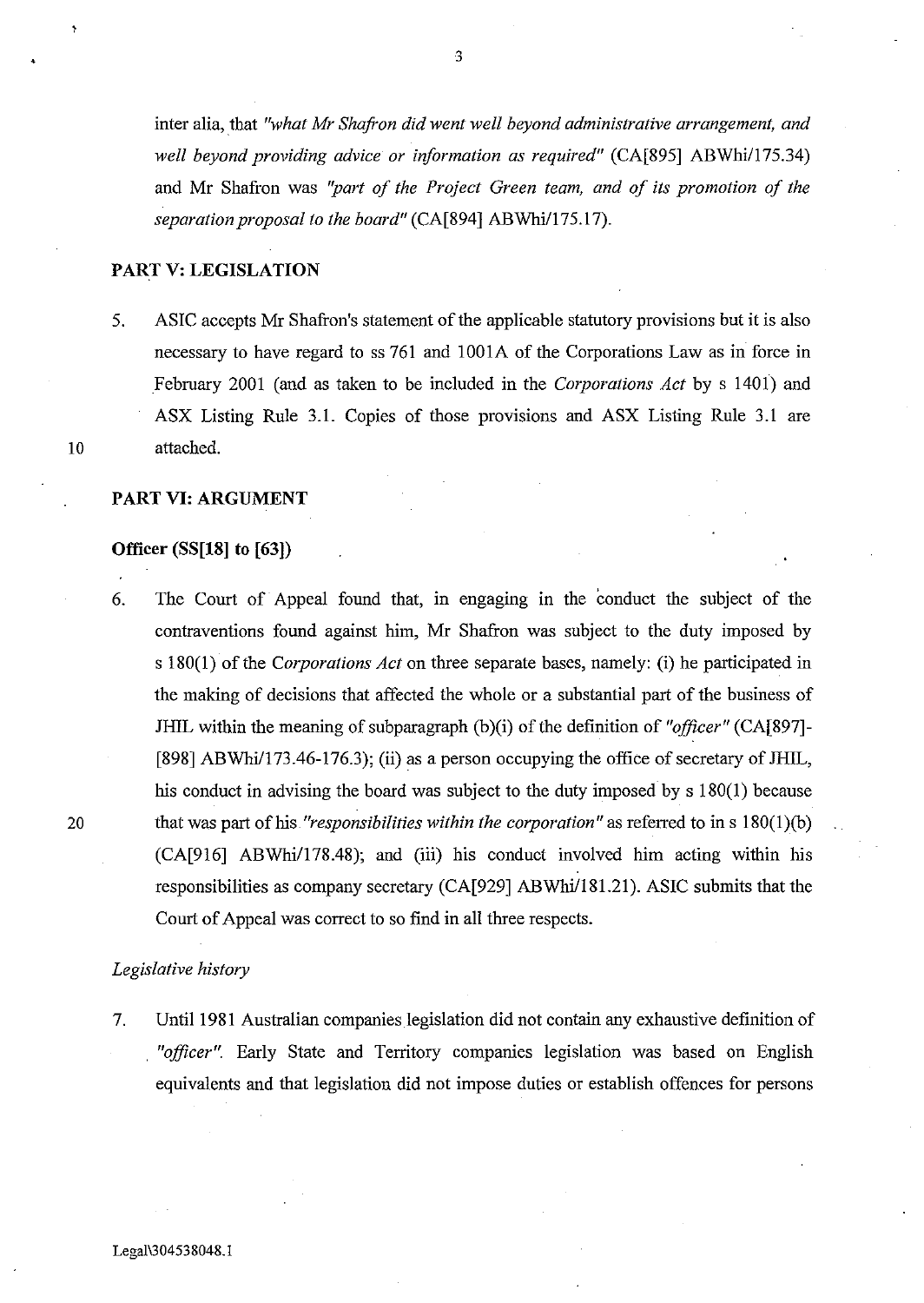inter alia, that *"what Mr Shafron did went well beyond administrative arrangement, and well beyond providing advice or information as required"* (CA[895] ABWhi/175.34) and Mr Shafron was *"part of the Project Green team, and of its promotion of the separation proposal to the board"* (CA[894] ABWhi/175.17).

## PART V: LEGISLATION

5. ASIC accepts Mr Shafron's statement of the applicable statutory provisions but it is also necessary to have regard to ss 761 and 1001A of the Corporations Law as in force in February 2001 (and as taken to be included in the *Corporations Act* by s 1401) and ASX Listing Rule 3.1. Copies of those provisions and ASX Listing Rule 3.1 are attached.

## PART VI: ARGUMENT

### Officer (SS[18] to [63])

6. The Court of Appeal found that, in engaging in the conduct the subject of the contraventions found against him, Mr Shafron was subject to the duty imposed by s 180(1) of the *Corporations Act* on three separate bases, namely: (i) he participated in the making of decisions that affected the whole or a substantial part of the business of JHIL within the meaning of subparagraph (b)(i) of the definition of *"officer"* (CA[897]-[898] ABWhi/173.46-176.3); (ii) as a person occupying the office of secretary of JHIL, his conduct in advising the board was subject to the duty imposed by s 180(1) because that was part of his *"responsibilities within the corporation"* as referred to in s 180(1)(b) (CA[916] ABWhi/178.48); and (iii) his conduct involved him acting within his responsibilities as company secretary (CA[929] ABWhi/181.21). ASIC submits that the Court of Appeal was correct to so find in all three respects.

*Legislative history*

7. Until 1981 Australian companies legislation did not contain any exhaustive definition of *"officer"*. Early State and Territory companies legislation was based on English equivalents and that legislation did not impose duties or establish offences for persons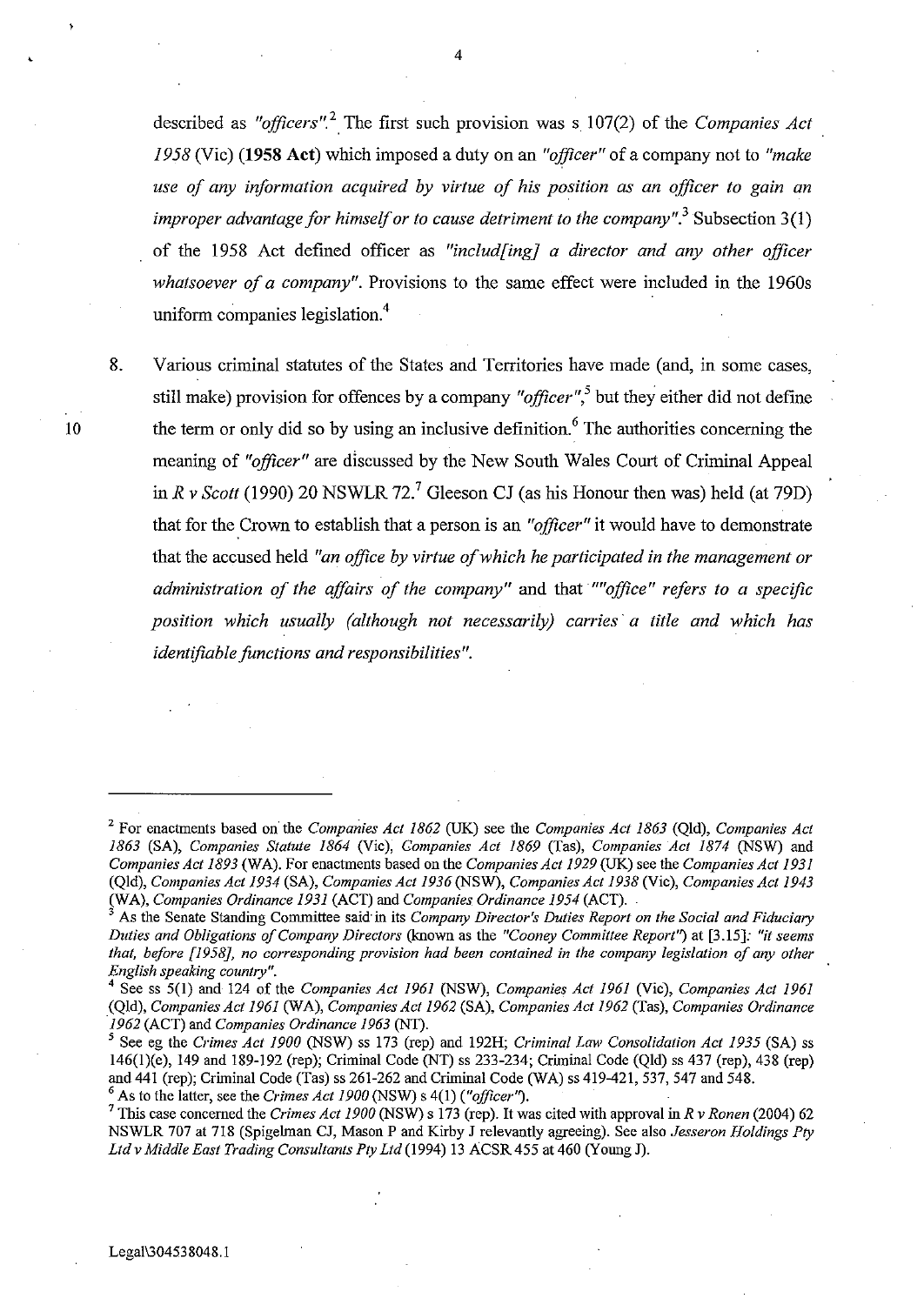described as *"officers"*.[2] The first such provision was s 107(2) of the *Companies Act 1958* (Vic) (**1958 Act**) which imposed a duty on an *"officer"* of a company not to *"make use of any information acquired by virtue of his position as an officer to gain an improper advantage for himself or to cause detriment to the company"*.[3] Subsection 3(1) of the 1958 Act defined officer as *"includ[ing] a director and any other officer whatsoever of a company"*. Provisions to the same effect were included in the 1960s uniform companies legislation.[4]

8. Various criminal statutes of the States and Territories have made (and, in some cases, still make) provision for offences by a company *"officer"*,[5] but they either did not define the term or only did so by using an inclusive definition.[6] The authorities concerning the meaning of *"officer"* are discussed by the New South Wales Court of Criminal Appeal in *R v Scott* (1990) 20 NSWLR 72.[7] Gleeson CJ (as his Honour then was) held (at 79D) that for the Crown to establish that a person is an *"officer"* it would have to demonstrate that the accused held *"an office by virtue of which he participated in the management or administration of the affairs of the company"* and that *""office" refers to a specific position which usually (although not necessarily) carries a title and which has identifiable functions and responsibilities"*.

---

[2] For enactments based on the *Companies Act 1862* (UK) see the *Companies Act 1863* (Qld), *Companies Act 1863* (SA), *Companies Statute 1864* (Vic), *Companies Act 1869* (Tas), *Companies Act 1874* (NSW) and *Companies Act 1893* (WA). For enactments based on the *Companies Act 1929* (UK) see the *Companies Act 1931* (Qld), *Companies Act 1934* (SA), *Companies Act 1936* (NSW), *Companies Act 1938* (Vic), *Companies Act 1943* (WA), *Companies Ordinance 1931* (ACT) and *Companies Ordinance 1954* (ACT).

[3] As the Senate Standing Committee said in its *Company Director's Duties Report on the Social and Fiduciary Duties and Obligations of Company Directors* (known as the *"Cooney Committee Report"*) at [3.15]: *"it seems that, before [1958], no corresponding provision had been contained in the company legislation of any other English speaking country"*.

[4] See ss 5(1) and 124 of the *Companies Act 1961* (NSW), *Companies Act 1961* (Vic), *Companies Act 1961* (Qld), *Companies Act 1961* (WA), *Companies Act 1962* (SA), *Companies Act 1962* (Tas), *Companies Ordinance 1962* (ACT) and *Companies Ordinance 1963* (NT).

[5] See eg the *Crimes Act 1900* (NSW) ss 173 (rep) and 192H; *Criminal Law Consolidation Act 1935* (SA) ss 146(1)(e), 149 and 189-192 (rep); Criminal Code (NT) ss 233-234; Criminal Code (Qld) ss 437 (rep), 438 (rep) and 441 (rep); Criminal Code (Tas) ss 261-262 and Criminal Code (WA) ss 419-421, 537, 547 and 548.

[6] As to the latter, see the *Crimes Act 1900* (NSW) s 4(1) (*"officer"*).

[7] This case concerned the *Crimes Act 1900* (NSW) s 173 (rep). It was cited with approval in *R v Ronen* (2004) 62 NSWLR 707 at 718 (Spigelman CJ, Mason P and Kirby J relevantly agreeing). See also *Jesseron Holdings Pty Ltd v Middle East Trading Consultants Pty Ltd* (1994) 13 ACSR 455 at 460 (Young J).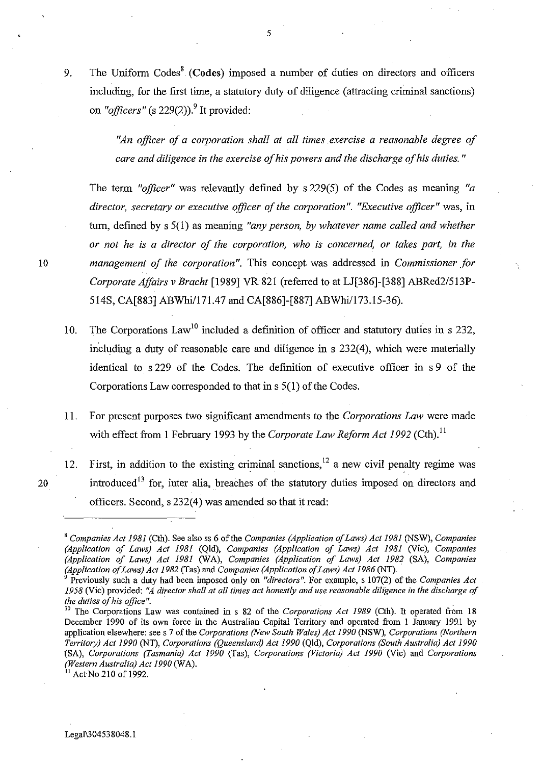9. The Uniform Codes[8] (**Codes**) imposed a number of duties on directors and officers including, for the first time, a statutory duty of diligence (attracting criminal sanctions) on *"officers"* (s 229(2)).[9] It provided:

> *"An officer of a corporation shall at all times exercise a reasonable degree of care and diligence in the exercise of his powers and the discharge of his duties."*

The term *"officer"* was relevantly defined by s 229(5) of the Codes as meaning *"a director, secretary or executive officer of the corporation"*. *"Executive officer"* was, in turn, defined by s 5(1) as meaning *"any person, by whatever name called and whether or not he is a director of the corporation, who is concerned, or takes part, in the management of the corporation"*. This concept was addressed in *Commissioner for Corporate Affairs v Bracht* [1989] VR 821 (referred to at LJ[386]-[388] ABRed2/513P-514S, CA[883] ABWhi/171.47 and CA[886]-[887] ABWhi/173.15-36).

10. The Corporations Law[10] included a definition of officer and statutory duties in s 232, including a duty of reasonable care and diligence in s 232(4), which were materially identical to s 229 of the Codes. The definition of executive officer in s 9 of the Corporations Law corresponded to that in s 5(1) of the Codes.

11. For present purposes two significant amendments to the *Corporations Law* were made with effect from 1 February 1993 by the *Corporate Law Reform Act 1992* (Cth).[11]

12. First, in addition to the existing criminal sanctions,[12] a new civil penalty regime was introduced[13] for, inter alia, breaches of the statutory duties imposed on directors and officers. Second, s 232(4) was amended so that it read:

---

[8] *Companies Act 1981* (Cth). See also ss 6 of the *Companies (Application of Laws) Act 1981* (NSW), *Companies (Application of Laws) Act 1981* (Qld), *Companies (Application of Laws) Act 1981* (Vic), *Companies (Application of Laws) Act 1981* (WA), *Companies (Application of Laws) Act 1982* (SA), *Companies (Application of Laws) Act 1982* (Tas) and *Companies (Application of Laws) Act 1986* (NT).

[9] Previously such a duty had been imposed only on *"directors"*. For example, s 107(2) of the *Companies Act 1958* (Vic) provided: *"A director shall at all times act honestly and use reasonable diligence in the discharge of the duties of his office"*.

[10] The Corporations Law was contained in s 82 of the *Corporations Act 1989* (Cth). It operated from 18 December 1990 of its own force in the Australian Capital Territory and operated from 1 January 1991 by application elsewhere: see s 7 of the *Corporations (New South Wales) Act 1990* (NSW), *Corporations (Northern Territory) Act 1990* (NT), *Corporations (Queensland) Act 1990* (Qld), *Corporations (South Australia) Act 1990* (SA), *Corporations (Tasmania) Act 1990* (Tas), *Corporations (Victoria) Act 1990* (Vic) and *Corporations (Western Australia) Act 1990* (WA).

[11] Act No 210 of 1992.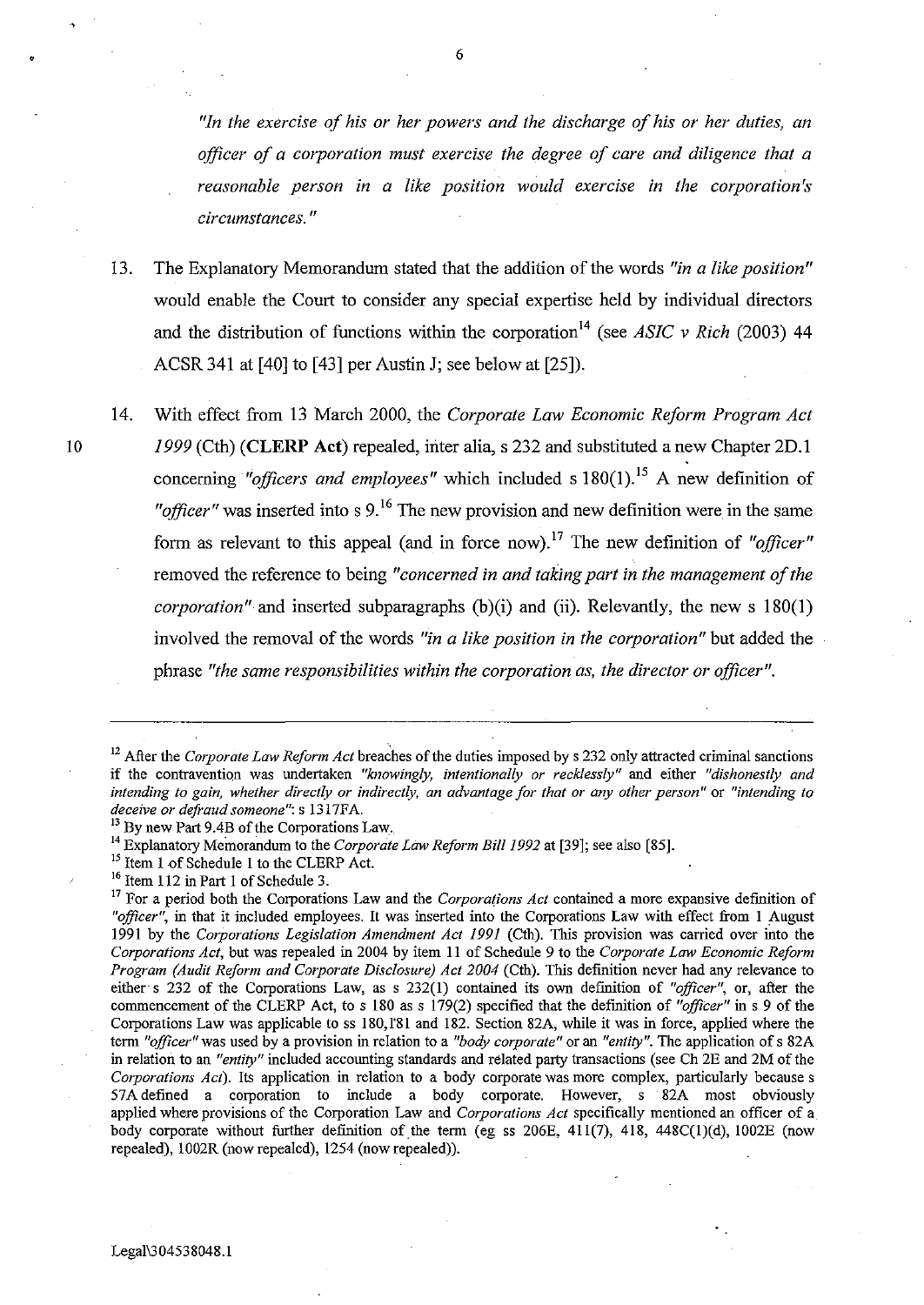*"In the exercise of his or her powers and the discharge of his or her duties, an officer of a corporation must exercise the degree of care and diligence that a reasonable person in a like position would exercise in the corporation's circumstances."*

13. The Explanatory Memorandum stated that the addition of the words *"in a like position"* would enable the Court to consider any special expertise held by individual directors and the distribution of functions within the corporation[14] (see *ASIC v Rich* (2003) 44 ACSR 341 at [40] to [43] per Austin J; see below at [25]).

14. With effect from 13 March 2000, the *Corporate Law Economic Reform Program Act 1999* (Cth) (**CLERP Act**) repealed, inter alia, s 232 and substituted a new Chapter 2D.1 concerning *"officers and employees"* which included s 180(1).[15] A new definition of *"officer"* was inserted into s 9.[16] The new provision and new definition were in the same form as relevant to this appeal (and in force now).[17] The new definition of *"officer"* removed the reference to being *"concerned in and taking part in the management of the corporation"* and inserted subparagraphs (b)(i) and (ii). Relevantly, the new s 180(1) involved the removal of the words *"in a like position in the corporation"* but added the phrase *"the same responsibilities within the corporation as, the director or officer"*.

---

[12] After the *Corporate Law Reform Act* breaches of the duties imposed by s 232 only attracted criminal sanctions if the contravention was undertaken *"knowingly, intentionally or recklessly"* and either *"dishonestly and intending to gain, whether directly or indirectly, an advantage for that or any other person"* or *"intending to deceive or defraud someone"*: s 1317FA.

[13] By new Part 9.4B of the Corporations Law.

[14] Explanatory Memorandum to the *Corporate Law Reform Bill 1992* at [39]; see also [85].

[15] Item 1 of Schedule 1 to the CLERP Act.

[16] Item 112 in Part 1 of Schedule 3.

[17] For a period both the Corporations Law and the *Corporations Act* contained a more expansive definition of *"officer"*, in that it included employees. It was inserted into the Corporations Law with effect from 1 August 1991 by the *Corporations Legislation Amendment Act 1991* (Cth). This provision was carried over into the *Corporations Act*, but was repealed in 2004 by item 11 of Schedule 9 to the *Corporate Law Economic Reform Program (Audit Reform and Corporate Disclosure) Act 2004* (Cth). This definition never had any relevance to either s 232 of the Corporations Law, as s 232(1) contained its own definition of *"officer"*, or, after the commencement of the CLERP Act, to s 180 as s 179(2) specified that the definition of *"officer"* in s 9 of the Corporations Law was applicable to ss 180, 181 and 182. Section 82A, while it was in force, applied where the term *"officer"* was used by a provision in relation to a *"body corporate"* or an *"entity"*. The application of s 82A in relation to an *"entity"* included accounting standards and related party transactions (see Ch 2E and 2M of the *Corporations Act*). Its application in relation to a body corporate was more complex, particularly because s 57A defined a corporation to include a body corporate. However, s 82A most obviously applied where provisions of the Corporation Law and *Corporations Act* specifically mentioned an officer of a body corporate without further definition of the term (eg ss 206E, 411(7), 418, 448C(1)(d), 1002E (now repealed), 1002R (now repealed), 1254 (now repealed)).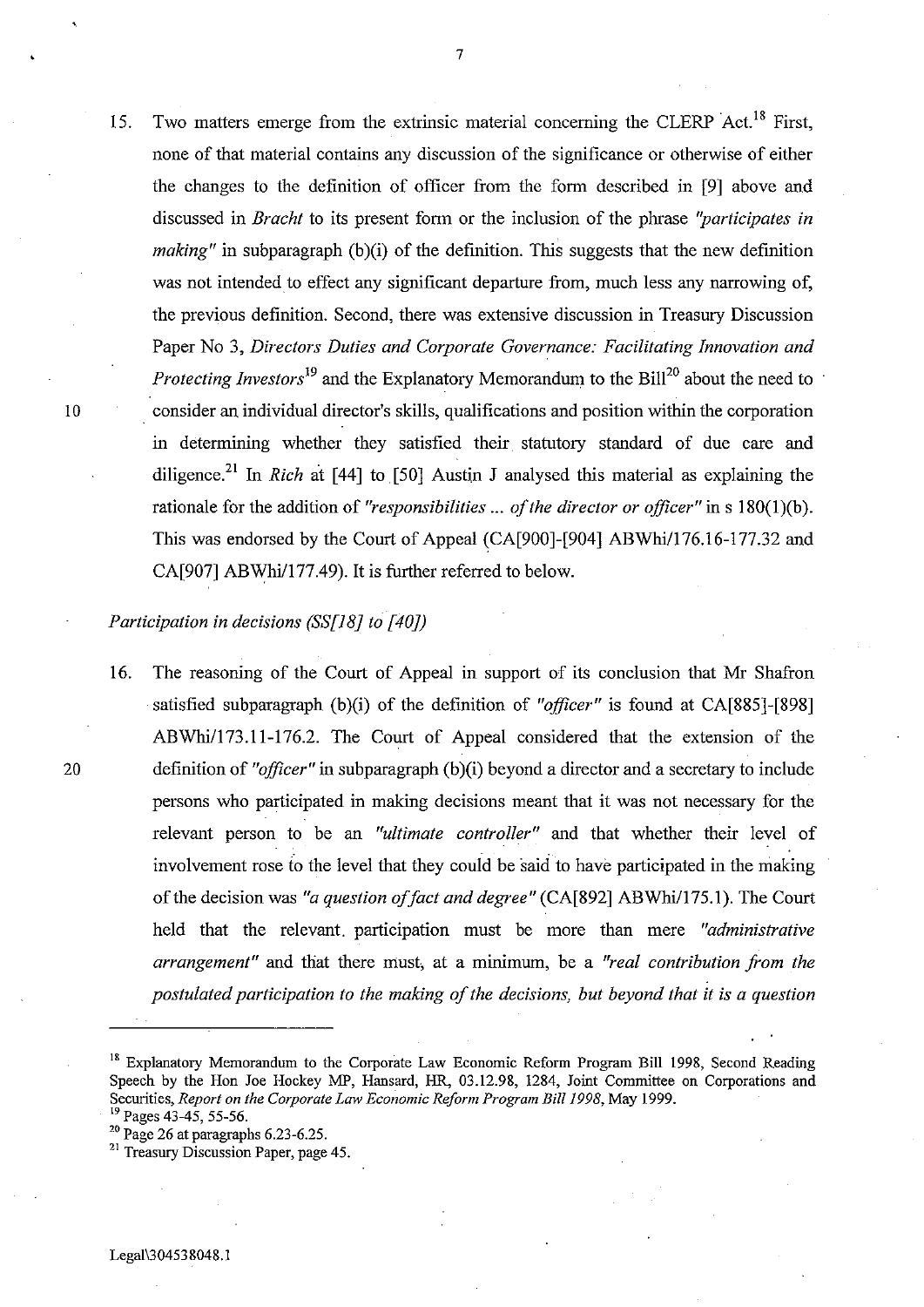15. Two matters emerge from the extrinsic material concerning the CLERP Act.[18] First, none of that material contains any discussion of the significance or otherwise of either the changes to the definition of officer from the form described in [9] above and discussed in *Bracht* to its present form or the inclusion of the phrase *"participates in making"* in subparagraph (b)(i) of the definition. This suggests that the new definition was not intended to effect any significant departure from, much less any narrowing of, the previous definition. Second, there was extensive discussion in Treasury Discussion Paper No 3, *Directors Duties and Corporate Governance: Facilitating Innovation and Protecting Investors*[19] and the Explanatory Memorandum to the Bill[20] about the need to consider an individual director's skills, qualifications and position within the corporation in determining whether they satisfied their statutory standard of due care and diligence.[21] In *Rich* at [44] to [50] Austin J analysed this material as explaining the rationale for the addition of *"responsibilities ... of the director or officer"* in s 180(1)(b). This was endorsed by the Court of Appeal (CA[900]-[904] ABWhi/176.16-177.32 and CA[907] ABWhi/177.49). It is further referred to below.

*Participation in decisions (SS[18] to [40])*

16. The reasoning of the Court of Appeal in support of its conclusion that Mr Shafron satisfied subparagraph (b)(i) of the definition of *"officer"* is found at CA[885]-[898] ABWhi/173.11-176.2. The Court of Appeal considered that the extension of the definition of *"officer"* in subparagraph (b)(i) beyond a director and a secretary to include persons who participated in making decisions meant that it was not necessary for the relevant person to be an *"ultimate controller"* and that whether their level of involvement rose to the level that they could be said to have participated in the making of the decision was *"a question of fact and degree"* (CA[892] ABWhi/175.1). The Court held that the relevant participation must be more than mere *"administrative arrangement"* and that there must, at a minimum, be a *"real contribution from the postulated participation to the making of the decisions, but beyond that it is a question*

---

[18] Explanatory Memorandum to the Corporate Law Economic Reform Program Bill 1998, Second Reading Speech by the Hon Joe Hockey MP, Hansard, HR, 03.12.98, 1284, Joint Committee on Corporations and Securities, *Report on the Corporate Law Economic Reform Program Bill 1998*, May 1999.

[19] Pages 43-45, 55-56.

[20] Page 26 at paragraphs 6.23-6.25.

[21] Treasury Discussion Paper, page 45.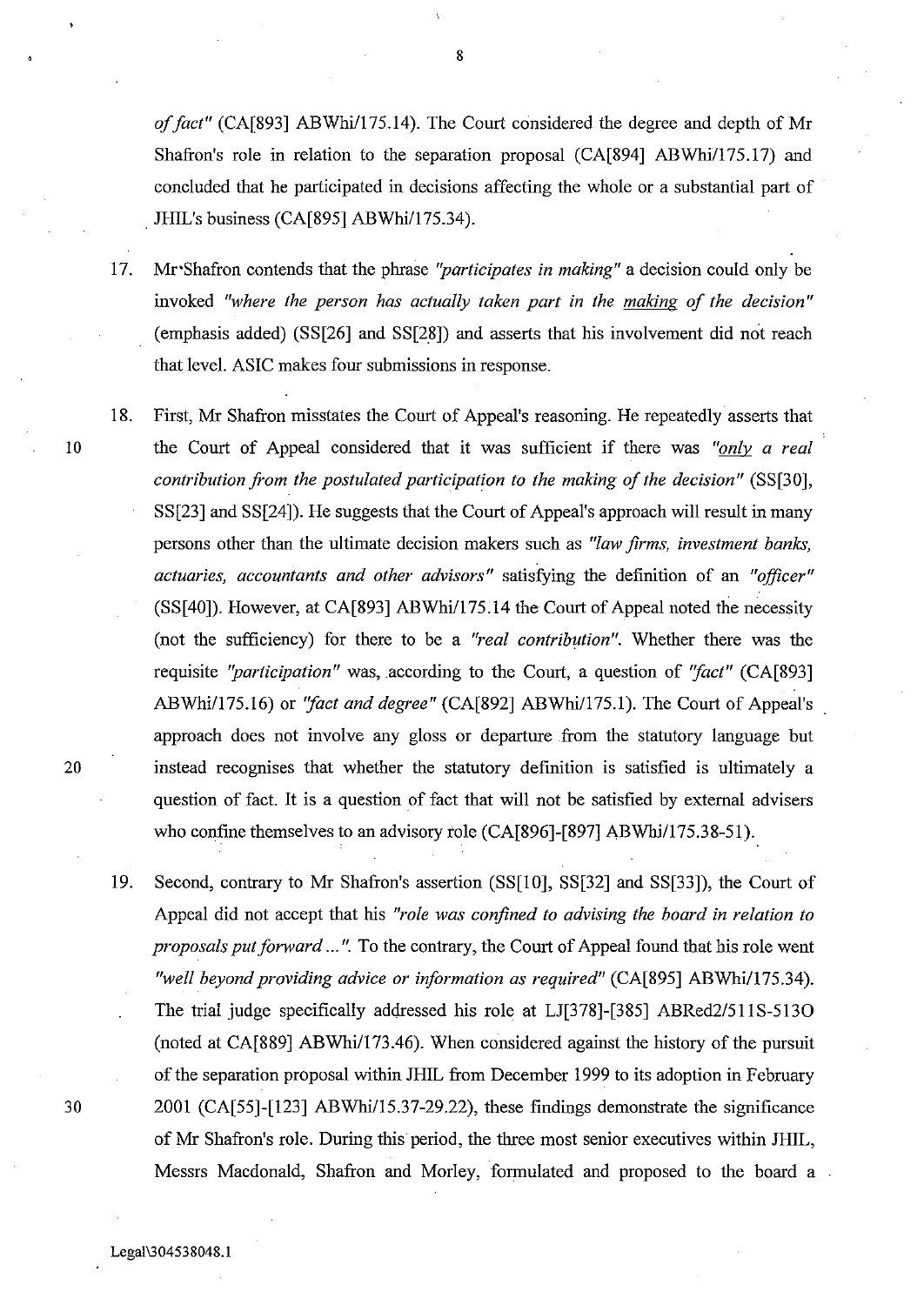*of fact"* (CA[893] ABWhi/175.14). The Court considered the degree and depth of Mr Shafron's role in relation to the separation proposal (CA[894] ABWhi/175.17) and concluded that he participated in decisions affecting the whole or a substantial part of JHIL's business (CA[895] ABWhi/175.34).

17. Mr Shafron contends that the phrase *"participates in making"* a decision could only be invoked *"where the person has actually taken part in the <u>making</u> of the decision"* (emphasis added) (SS[26] and SS[28]) and asserts that his involvement did not reach that level. ASIC makes four submissions in response.

18. First, Mr Shafron misstates the Court of Appeal's reasoning. He repeatedly asserts that the Court of Appeal considered that it was sufficient if there was *"<u>only</u> a real contribution from the postulated participation to the making of the decision"* (SS[30], SS[23] and SS[24]). He suggests that the Court of Appeal's approach will result in many persons other than the ultimate decision makers such as *"law firms, investment banks, actuaries, accountants and other advisors"* satisfying the definition of an *"officer"* (SS[40]). However, at CA[893] ABWhi/175.14 the Court of Appeal noted the necessity (not the sufficiency) for there to be a *"real contribution"*. Whether there was the requisite *"participation"* was, according to the Court, a question of *"fact"* (CA[893] ABWhi/175.16) or *"fact and degree"* (CA[892] ABWhi/175.1). The Court of Appeal's approach does not involve any gloss or departure from the statutory language but instead recognises that whether the statutory definition is satisfied is ultimately a question of fact. It is a question of fact that will not be satisfied by external advisers who confine themselves to an advisory role (CA[896]-[897] ABWhi/175.38-51).

19. Second, contrary to Mr Shafron's assertion (SS[10], SS[32] and SS[33]), the Court of Appeal did not accept that his *"role was confined to advising the board in relation to proposals put forward ..."*. To the contrary, the Court of Appeal found that his role went *"well beyond providing advice or information as required"* (CA[895] ABWhi/175.34). The trial judge specifically addressed his role at LJ[378]-[385] ABRed2/511S-513O (noted at CA[889] ABWhi/173.46). When considered against the history of the pursuit of the separation proposal within JHIL from December 1999 to its adoption in February 2001 (CA[55]-[123] ABWhi/15.37-29.22), these findings demonstrate the significance of Mr Shafron's role. During this period, the three most senior executives within JHIL, Messrs Macdonald, Shafron and Morley, formulated and proposed to the board a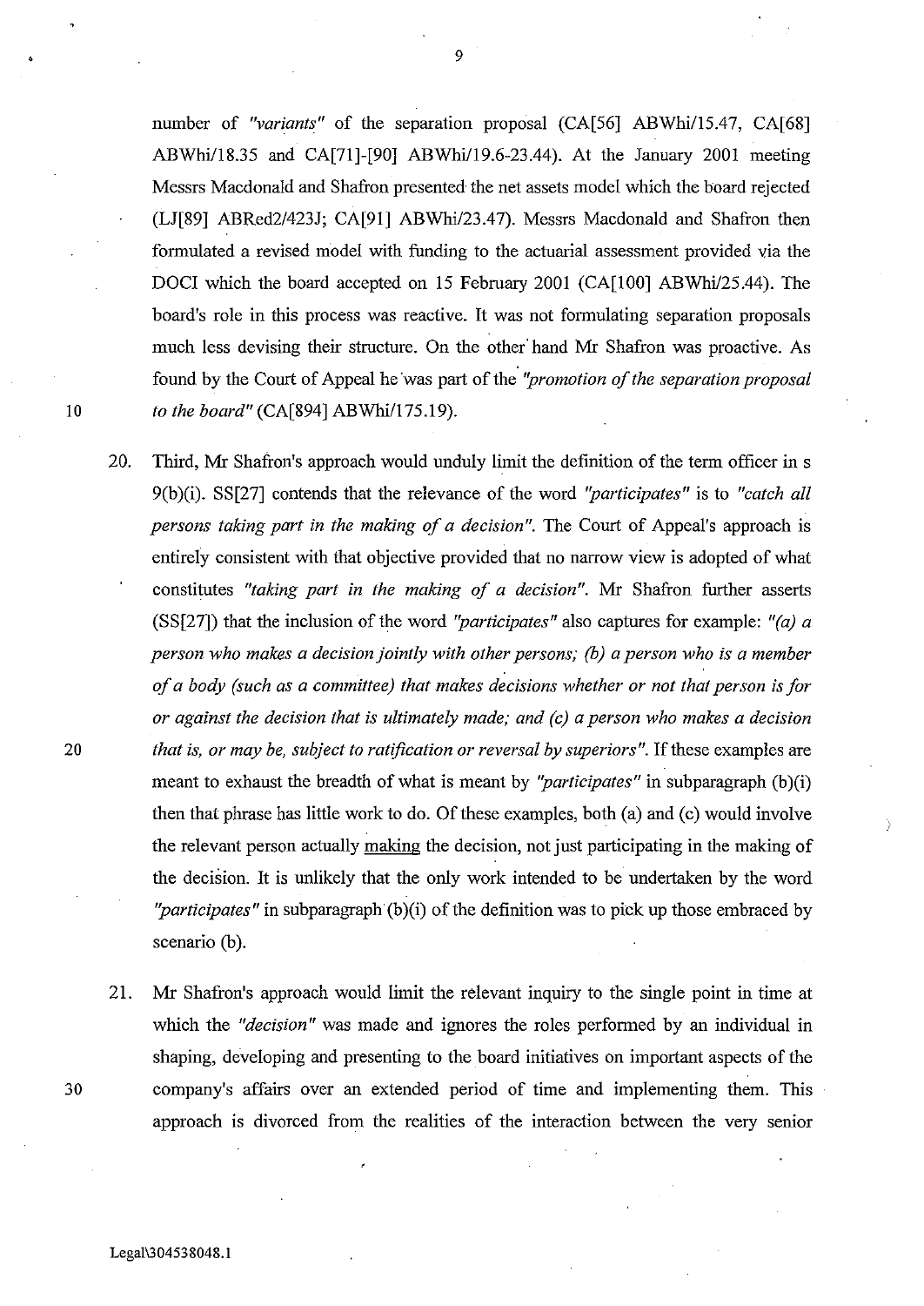number of *"variants"* of the separation proposal (CA[56] ABWhi/15.47, CA[68] ABWhi/18.35 and CA[71]-[90] ABWhi/19.6-23.44). At the January 2001 meeting Messrs Macdonald and Shafron presented the net assets model which the board rejected (LJ[89] ABRed2/423J; CA[91] ABWhi/23.47). Messrs Macdonald and Shafron then formulated a revised model with funding to the actuarial assessment provided via the DOCI which the board accepted on 15 February 2001 (CA[100] ABWhi/25.44). The board's role in this process was reactive. It was not formulating separation proposals much less devising their structure. On the other hand Mr Shafron was proactive. As found by the Court of Appeal he was part of the *"promotion of the separation proposal to the board"* (CA[894] ABWhi/175.19).

20. Third, Mr Shafron's approach would unduly limit the definition of the term officer in s 9(b)(i). SS[27] contends that the relevance of the word *"participates"* is to *"catch all persons taking part in the making of a decision"*. The Court of Appeal's approach is entirely consistent with that objective provided that no narrow view is adopted of what constitutes *"taking part in the making of a decision"*. Mr Shafron further asserts (SS[27]) that the inclusion of the word *"participates"* also captures for example: *"(a) a person who makes a decision jointly with other persons; (b) a person who is a member of a body (such as a committee) that makes decisions whether or not that person is for or against the decision that is ultimately made; and (c) a person who makes a decision that is, or may be, subject to ratification or reversal by superiors"*. If these examples are meant to exhaust the breadth of what is meant by *"participates"* in subparagraph (b)(i) then that phrase has little work to do. Of these examples, both (a) and (c) would involve the relevant person actually <u>making</u> the decision, not just participating in the making of the decision. It is unlikely that the only work intended to be undertaken by the word *"participates"* in subparagraph (b)(i) of the definition was to pick up those embraced by scenario (b).

21. Mr Shafron's approach would limit the relevant inquiry to the single point in time at which the *"decision"* was made and ignores the roles performed by an individual in shaping, developing and presenting to the board initiatives on important aspects of the company's affairs over an extended period of time and implementing them. This approach is divorced from the realities of the interaction between the very senior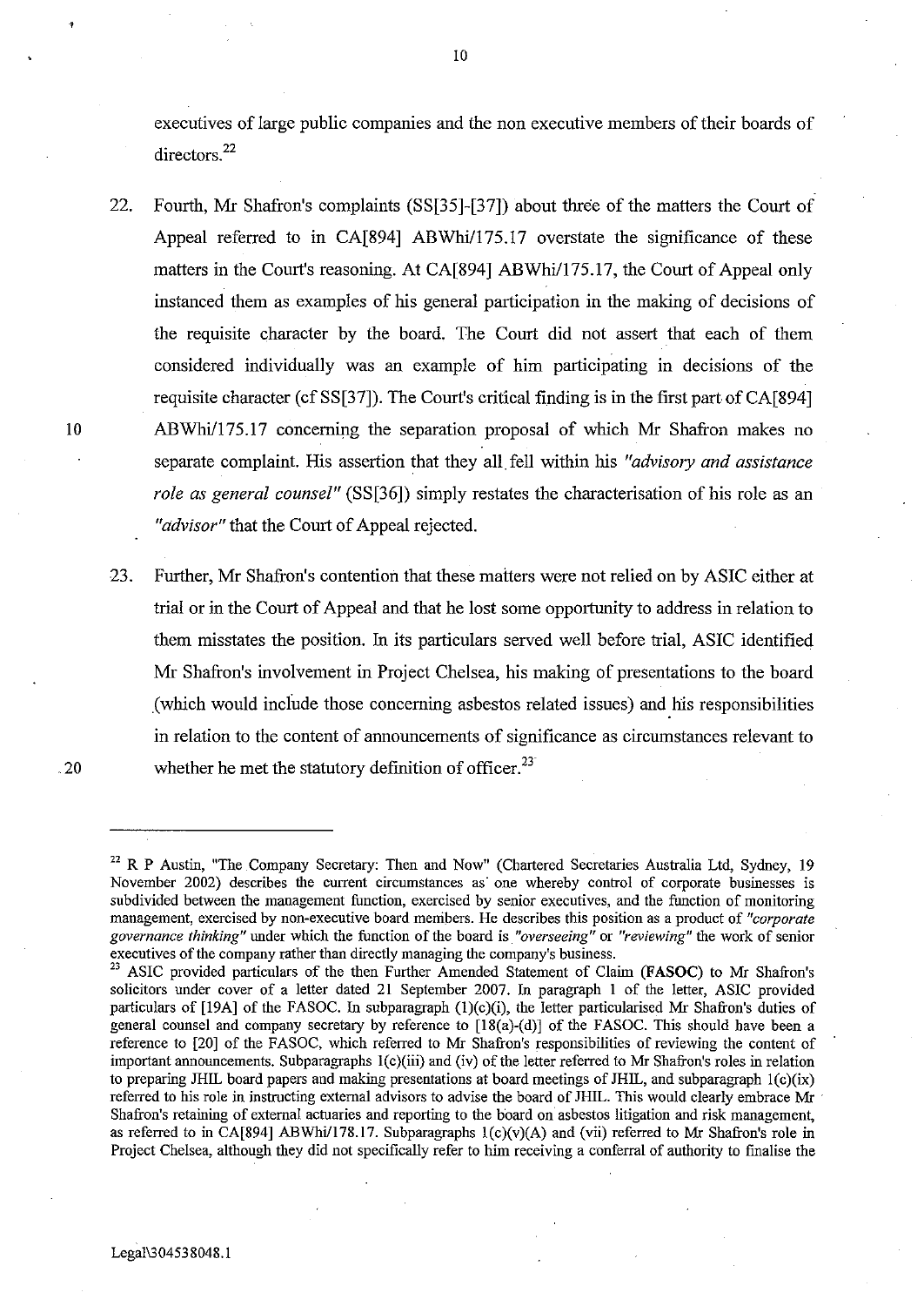executives of large public companies and the non executive members of their boards of directors.[22]

22. Fourth, Mr Shafron's complaints (SS[35]-[37]) about three of the matters the Court of Appeal referred to in CA[894] ABWhi/175.17 overstate the significance of these matters in the Court's reasoning. At CA[894] ABWhi/175.17, the Court of Appeal only instanced them as examples of his general participation in the making of decisions of the requisite character by the board. The Court did not assert that each of them considered individually was an example of him participating in decisions of the requisite character (cf SS[37]). The Court's critical finding is in the first part of CA[894] ABWhi/175.17 concerning the separation proposal of which Mr Shafron makes no separate complaint. His assertion that they all fell within his *"advisory and assistance role as general counsel"* (SS[36]) simply restates the characterisation of his role as an *"advisor"* that the Court of Appeal rejected.

23. Further, Mr Shafron's contention that these matters were not relied on by ASIC either at trial or in the Court of Appeal and that he lost some opportunity to address in relation to them misstates the position. In its particulars served well before trial, ASIC identified Mr Shafron's involvement in Project Chelsea, his making of presentations to the board (which would include those concerning asbestos related issues) and his responsibilities in relation to the content of announcements of significance as circumstances relevant to whether he met the statutory definition of officer.[23]

---

[22] R P Austin, "The Company Secretary: Then and Now" (Chartered Secretaries Australia Ltd, Sydney, 19 November 2002) describes the current circumstances as one whereby control of corporate businesses is subdivided between the management function, exercised by senior executives, and the function of monitoring management, exercised by non-executive board members. He describes this position as a product of *"corporate governance thinking"* under which the function of the board is *"overseeing"* or *"reviewing"* the work of senior executives of the company rather than directly managing the company's business.

[23] ASIC provided particulars of the then Further Amended Statement of Claim (**FASOC**) to Mr Shafron's solicitors under cover of a letter dated 21 September 2007. In paragraph 1 of the letter, ASIC provided particulars of [19A] of the FASOC. In subparagraph (1)(c)(i), the letter particularised Mr Shafron's duties of general counsel and company secretary by reference to [18(a)-(d)] of the FASOC. This should have been a reference to [20] of the FASOC, which referred to Mr Shafron's responsibilities of reviewing the content of important announcements. Subparagraphs 1(c)(iii) and (iv) of the letter referred to Mr Shafron's roles in relation to preparing JHIL board papers and making presentations at board meetings of JHIL, and subparagraph 1(c)(ix) referred to his role in instructing external advisors to advise the board of JHIL. This would clearly embrace Mr Shafron's retaining of external actuaries and reporting to the board on asbestos litigation and risk management, as referred to in CA[894] ABWhi/178.17. Subparagraphs 1(c)(v)(A) and (vii) referred to Mr Shafron's role in Project Chelsea, although they did not specifically refer to him receiving a conferral of authority to finalise the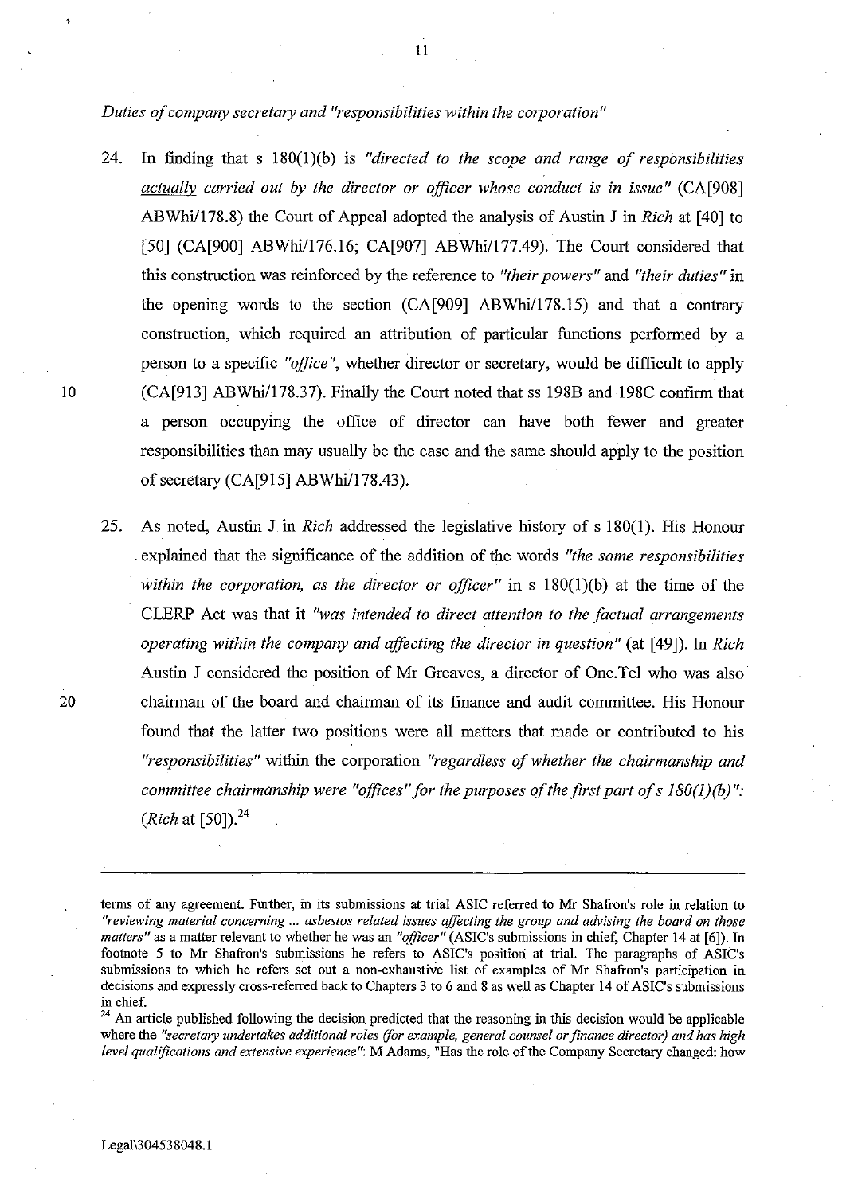*Duties of company secretary and "responsibilities within the corporation"*

24. In finding that s 180(1)(b) is *"directed to the scope and range of responsibilities actually carried out by the director or officer whose conduct is in issue"* (CA[908] ABWhi/178.8) the Court of Appeal adopted the analysis of Austin J in *Rich* at [40] to [50] (CA[900] ABWhi/176.16; CA[907] ABWhi/177.49). The Court considered that this construction was reinforced by the reference to *"their powers"* and *"their duties"* in the opening words to the section (CA[909] ABWhi/178.15) and that a contrary construction, which required an attribution of particular functions performed by a person to a specific *"office"*, whether director or secretary, would be difficult to apply (CA[913] ABWhi/178.37). Finally the Court noted that ss 198B and 198C confirm that a person occupying the office of director can have both fewer and greater responsibilities than may usually be the case and the same should apply to the position of secretary (CA[915] ABWhi/178.43).

25. As noted, Austin J in *Rich* addressed the legislative history of s 180(1). His Honour explained that the significance of the addition of the words *"the same responsibilities within the corporation, as the director or officer"* in s 180(1)(b) at the time of the CLERP Act was that it *"was intended to direct attention to the factual arrangements operating within the company and affecting the director in question"* (at [49]). In *Rich* Austin J considered the position of Mr Greaves, a director of One.Tel who was also chairman of the board and chairman of its finance and audit committee. His Honour found that the latter two positions were all matters that made or contributed to his *"responsibilities"* within the corporation *"regardless of whether the chairmanship and committee chairmanship were "offices" for the purposes of the first part of s 180(1)(b)"*: (*Rich* at [50]).[24]

---

terms of any agreement. Further, in its submissions at trial ASIC referred to Mr Shafron's role in relation to *"reviewing material concerning ... asbestos related issues affecting the group and advising the board on those matters"* as a matter relevant to whether he was an *"officer"* (ASIC's submissions in chief, Chapter 14 at [6]). In footnote 5 to Mr Shafron's submissions he refers to ASIC's position at trial. The paragraphs of ASIC's submissions to which he refers set out a non-exhaustive list of examples of Mr Shafron's participation in decisions and expressly cross-referred back to Chapters 3 to 6 and 8 as well as Chapter 14 of ASIC's submissions in chief.

[24] An article published following the decision predicted that the reasoning in this decision would be applicable where the *"secretary undertakes additional roles (for example, general counsel or finance director) and has high level qualifications and extensive experience"*: M Adams, "Has the role of the Company Secretary changed: how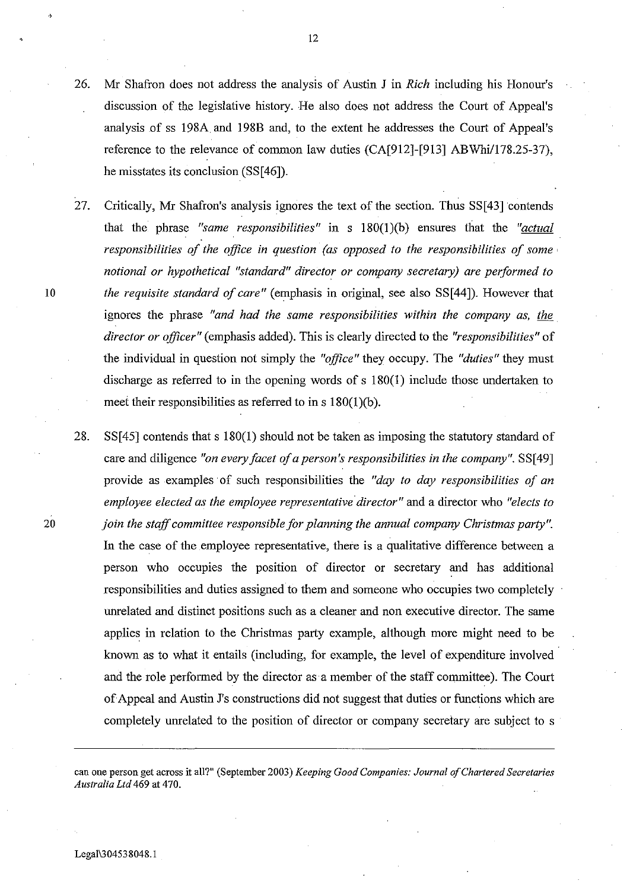26. Mr Shafron does not address the analysis of Austin J in *Rich* including his Honour's discussion of the legislative history. He also does not address the Court of Appeal's analysis of ss 198A and 198B and, to the extent he addresses the Court of Appeal's reference to the relevance of common law duties (CA[912]-[913] ABWhi/178.25-37), he misstates its conclusion (SS[46]).

27. Critically, Mr Shafron's analysis ignores the text of the section. Thus SS[43] contends that the phrase *"same responsibilities"* in s 180(1)(b) ensures that the *"__actual__ responsibilities of the office in question (as opposed to the responsibilities of some notional or hypothetical "standard" director or company secretary) are performed to the requisite standard of care"* (emphasis in original, see also SS[44]). However that ignores the phrase *"and had the same responsibilities within the company as, __the director or officer__"* (emphasis added). This is clearly directed to the *"responsibilities"* of the individual in question not simply the *"office"* they occupy. The *"duties"* they must discharge as referred to in the opening words of s 180(1) include those undertaken to meet their responsibilities as referred to in s 180(1)(b).

28. SS[45] contends that s 180(1) should not be taken as imposing the statutory standard of care and diligence *"on every facet of a person's responsibilities in the company"*. SS[49] provide as examples of such responsibilities the *"day to day responsibilities of an employee elected as the employee representative director"* and a director who *"elects to join the staff committee responsible for planning the annual company Christmas party"*. In the case of the employee representative, there is a qualitative difference between a person who occupies the position of director or secretary and has additional responsibilities and duties assigned to them and someone who occupies two completely unrelated and distinct positions such as a cleaner and non executive director. The same applies in relation to the Christmas party example, although more might need to be known as to what it entails (including, for example, the level of expenditure involved and the role performed by the director as a member of the staff committee). The Court of Appeal and Austin J's constructions did not suggest that duties or functions which are completely unrelated to the position of director or company secretary are subject to s

---

can one person get across it all?" (September 2003) *Keeping Good Companies: Journal of Chartered Secretaries Australia Ltd* 469 at 470.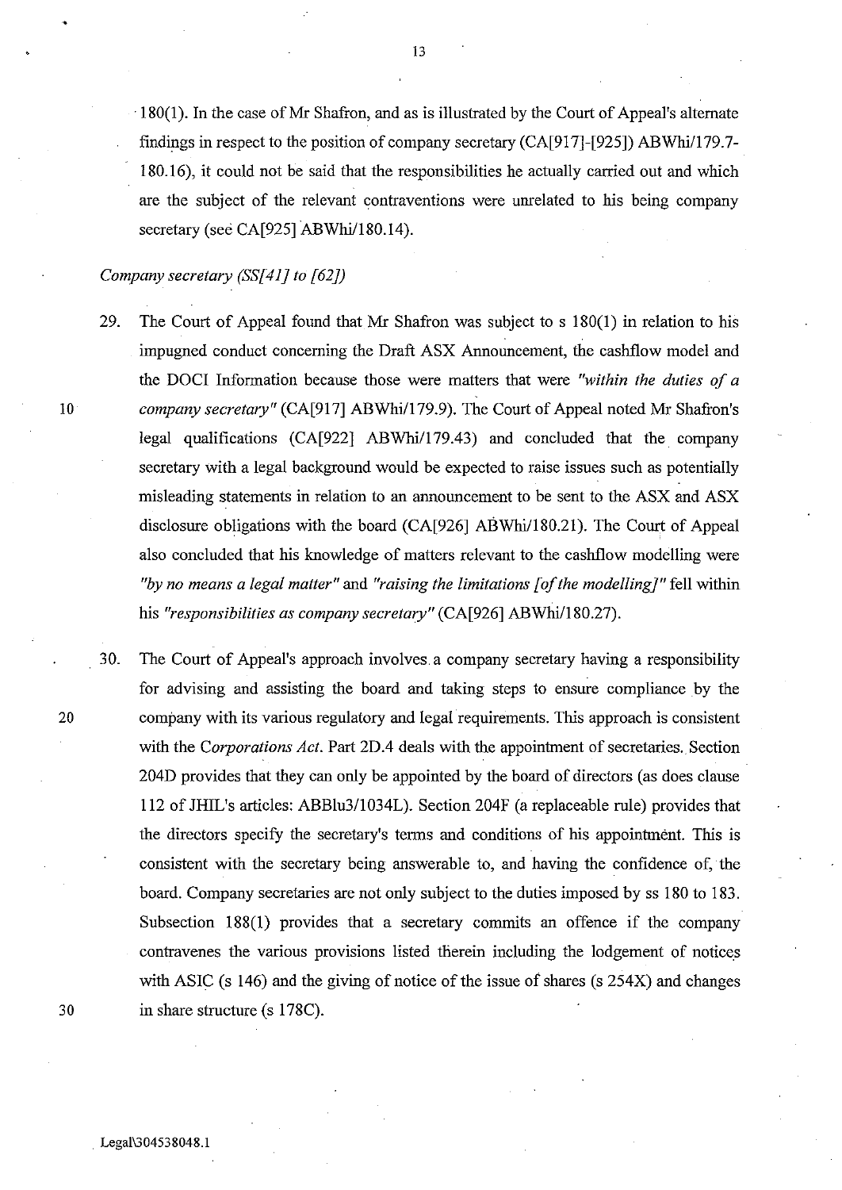180(1). In the case of Mr Shafron, and as is illustrated by the Court of Appeal's alternate findings in respect to the position of company secretary (CA[917]-[925]) ABWhi/179.7-180.16), it could not be said that the responsibilities he actually carried out and which are the subject of the relevant contraventions were unrelated to his being company secretary (see CA[925] ABWhi/180.14).

*Company secretary (SS[41] to [62])*

29. The Court of Appeal found that Mr Shafron was subject to s 180(1) in relation to his impugned conduct concerning the Draft ASX Announcement, the cashflow model and the DOCI Information because those were matters that were *"within the duties of a company secretary"* (CA[917] ABWhi/179.9). The Court of Appeal noted Mr Shafron's legal qualifications (CA[922] ABWhi/179.43) and concluded that the company secretary with a legal background would be expected to raise issues such as potentially misleading statements in relation to an announcement to be sent to the ASX and ASX disclosure obligations with the board (CA[926] ABWhi/180.21). The Court of Appeal also concluded that his knowledge of matters relevant to the cashflow modelling were *"by no means a legal matter"* and *"raising the limitations [of the modelling]"* fell within his *"responsibilities as company secretary"* (CA[926] ABWhi/180.27).

30. The Court of Appeal's approach involves a company secretary having a responsibility for advising and assisting the board and taking steps to ensure compliance by the company with its various regulatory and legal requirements. This approach is consistent with the *Corporations Act*. Part 2D.4 deals with the appointment of secretaries. Section 204D provides that they can only be appointed by the board of directors (as does clause 112 of JHIL's articles: ABBlu3/1034L). Section 204F (a replaceable rule) provides that the directors specify the secretary's terms and conditions of his appointment. This is consistent with the secretary being answerable to, and having the confidence of, the board. Company secretaries are not only subject to the duties imposed by ss 180 to 183. Subsection 188(1) provides that a secretary commits an offence if the company contravenes the various provisions listed therein including the lodgement of notices with ASIC (s 146) and the giving of notice of the issue of shares (s 254X) and changes in share structure (s 178C).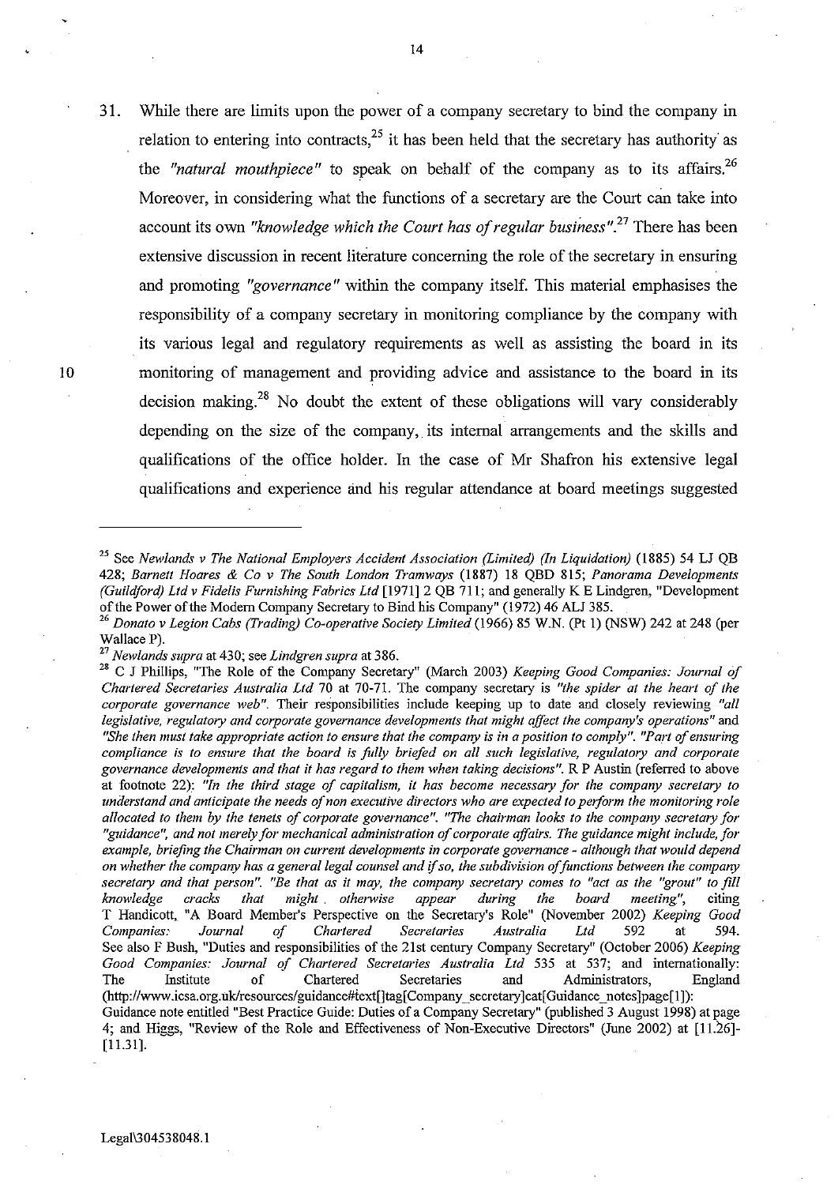31. While there are limits upon the power of a company secretary to bind the company in relation to entering into contracts,[25] it has been held that the secretary has authority as the *"natural mouthpiece"* to speak on behalf of the company as to its affairs.[26] Moreover, in considering what the functions of a secretary are the Court can take into account its own *"knowledge which the Court has of regular business"*.[27] There has been extensive discussion in recent literature concerning the role of the secretary in ensuring and promoting *"governance"* within the company itself. This material emphasises the responsibility of a company secretary in monitoring compliance by the company with its various legal and regulatory requirements as well as assisting the board in its monitoring of management and providing advice and assistance to the board in its decision making.[28] No doubt the extent of these obligations will vary considerably depending on the size of the company, its internal arrangements and the skills and qualifications of the office holder. In the case of Mr Shafron his extensive legal qualifications and experience and his regular attendance at board meetings suggested

---

[25] See *Newlands v The National Employers Accident Association (Limited) (In Liquidation)* (1885) 54 LJ QB 428; *Barnett Hoares & Co v The South London Tramways* (1887) 18 QBD 815; *Panorama Developments (Guildford) Ltd v Fidelis Furnishing Fabrics Ltd* [1971] 2 QB 711; and generally K E Lindgren, "Development of the Power of the Modern Company Secretary to Bind his Company" (1972) 46 ALJ 385.

[26] *Donato v Legion Cabs (Trading) Co-operative Society Limited* (1966) 85 W.N. (Pt 1) (NSW) 242 at 248 (per Wallace P).

[27] *Newlands supra* at 430; see *Lindgren supra* at 386.

[28] C J Phillips, "The Role of the Company Secretary" (March 2003) *Keeping Good Companies: Journal of Chartered Secretaries Australia Ltd* 70 at 70-71. The company secretary is *"the spider at the heart of the corporate governance web"*. Their responsibilities include keeping up to date and closely reviewing *"all legislative, regulatory and corporate governance developments that might affect the company's operations"* and *"She then must take appropriate action to ensure that the company is in a position to comply"*. *"Part of ensuring compliance is to ensure that the board is fully briefed on all such legislative, regulatory and corporate governance developments and that it has regard to them when taking decisions"*. R P Austin (referred to above at footnote 22): *"In the third stage of capitalism, it has become necessary for the company secretary to understand and anticipate the needs of non executive directors who are expected to perform the monitoring role allocated to them by the tenets of corporate governance"*. *"The chairman looks to the company secretary for "guidance", and not merely for mechanical administration of corporate affairs. The guidance might include, for example, briefing the Chairman on current developments in corporate governance - although that would depend on whether the company has a general legal counsel and if so, the subdivision of functions between the company secretary and that person"*. *"Be that as it may, the company secretary comes to "act as the "grout" to fill knowledge cracks that might otherwise appear during the board meeting"*, citing T Handicott, "A Board Member's Perspective on the Secretary's Role" (November 2002) *Keeping Good Companies: Journal of Chartered Secretaries Australia Ltd* 592 at 594. See also F Bush, "Duties and responsibilities of the 21st century Company Secretary" (October 2006) *Keeping Good Companies: Journal of Chartered Secretaries Australia Ltd* 535 at 537; and internationally: The Institute of Chartered Secretaries and Administrators, England (http://www.icsa.org.uk/resources/guidance#text[]tag[Company_secretary]cat[Guidance_notes]page[1]): Guidance note entitled "Best Practice Guide: Duties of a Company Secretary" (published 3 August 1998) at page 4; and Higgs, "Review of the Role and Effectiveness of Non-Executive Directors" (June 2002) at [11.26]-[11.31].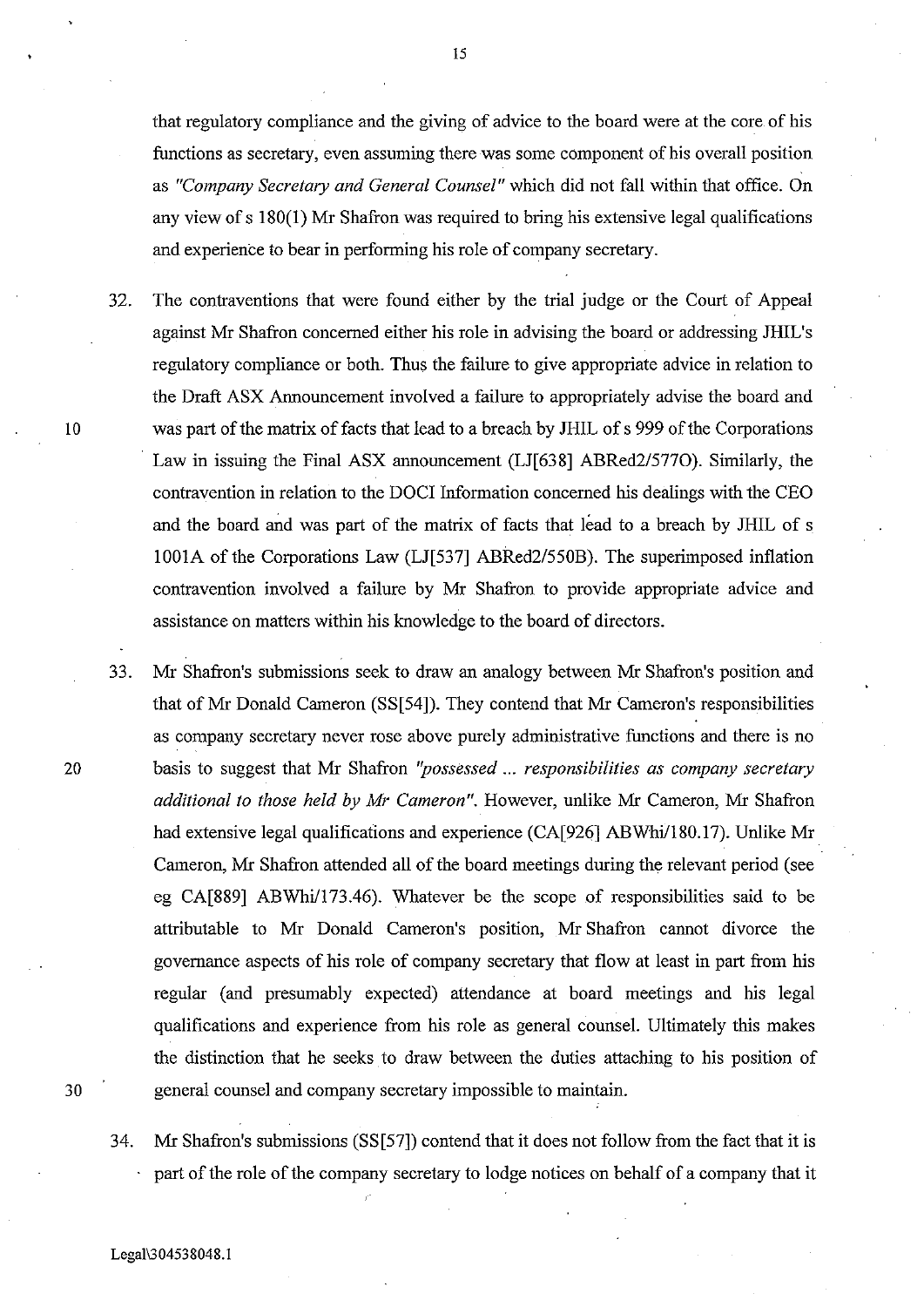that regulatory compliance and the giving of advice to the board were at the core of his functions as secretary, even assuming there was some component of his overall position as *"Company Secretary and General Counsel"* which did not fall within that office. On any view of s 180(1) Mr Shafron was required to bring his extensive legal qualifications and experience to bear in performing his role of company secretary.

32. The contraventions that were found either by the trial judge or the Court of Appeal against Mr Shafron concerned either his role in advising the board or addressing JHIL's regulatory compliance or both. Thus the failure to give appropriate advice in relation to the Draft ASX Announcement involved a failure to appropriately advise the board and was part of the matrix of facts that lead to a breach by JHIL of s 999 of the Corporations Law in issuing the Final ASX announcement (LJ[638] ABRed2/577O). Similarly, the contravention in relation to the DOCI Information concerned his dealings with the CEO and the board and was part of the matrix of facts that lead to a breach by JHIL of s 1001A of the Corporations Law (LJ[537] ABRed2/550B). The superimposed inflation contravention involved a failure by Mr Shafron to provide appropriate advice and assistance on matters within his knowledge to the board of directors.

33. Mr Shafron's submissions seek to draw an analogy between Mr Shafron's position and that of Mr Donald Cameron (SS[54]). They contend that Mr Cameron's responsibilities as company secretary never rose above purely administrative functions and there is no basis to suggest that Mr Shafron *"possessed ... responsibilities as company secretary additional to those held by Mr Cameron"*. However, unlike Mr Cameron, Mr Shafron had extensive legal qualifications and experience (CA[926] ABWhi/180.17). Unlike Mr Cameron, Mr Shafron attended all of the board meetings during the relevant period (see eg CA[889] ABWhi/173.46). Whatever be the scope of responsibilities said to be attributable to Mr Donald Cameron's position, Mr Shafron cannot divorce the governance aspects of his role of company secretary that flow at least in part from his regular (and presumably expected) attendance at board meetings and his legal qualifications and experience from his role as general counsel. Ultimately this makes the distinction that he seeks to draw between the duties attaching to his position of general counsel and company secretary impossible to maintain.

34. Mr Shafron's submissions (SS[57]) contend that it does not follow from the fact that it is part of the role of the company secretary to lodge notices on behalf of a company that it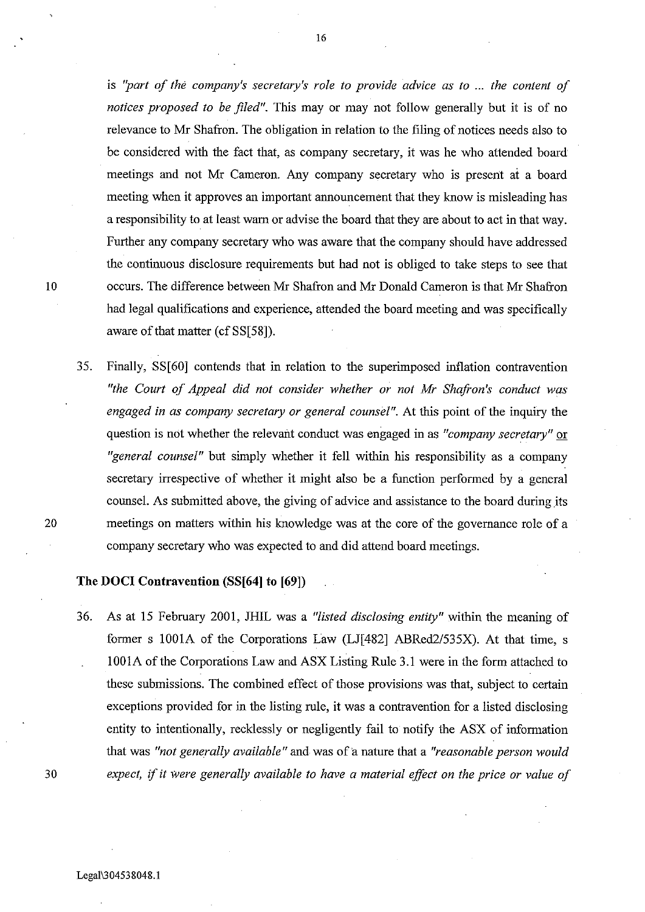is *"part of the company's secretary's role to provide advice as to ... the content of notices proposed to be filed"*. This may or may not follow generally but it is of no relevance to Mr Shafron. The obligation in relation to the filing of notices needs also to be considered with the fact that, as company secretary, it was he who attended board meetings and not Mr Cameron. Any company secretary who is present at a board meeting when it approves an important announcement that they know is misleading has a responsibility to at least warn or advise the board that they are about to act in that way. Further any company secretary who was aware that the company should have addressed the continuous disclosure requirements but had not is obliged to take steps to see that occurs. The difference between Mr Shafron and Mr Donald Cameron is that Mr Shafron had legal qualifications and experience, attended the board meeting and was specifically aware of that matter (cf SS[58]).

35. Finally, SS[60] contends that in relation to the superimposed inflation contravention *"the Court of Appeal did not consider whether or not Mr Shafron's conduct was engaged in as company secretary or general counsel"*. At this point of the inquiry the question is not whether the relevant conduct was engaged in as *"company secretary"* or *"general counsel"* but simply whether it fell within his responsibility as a company secretary irrespective of whether it might also be a function performed by a general counsel. As submitted above, the giving of advice and assistance to the board during its meetings on matters within his knowledge was at the core of the governance role of a company secretary who was expected to and did attend board meetings.

**The DOCI Contravention (SS[64] to [69])**

36. As at 15 February 2001, JHIL was a *"listed disclosing entity"* within the meaning of former s 1001A of the Corporations Law (LJ[482] ABRed2/535X). At that time, s 1001A of the Corporations Law and ASX Listing Rule 3.1 were in the form attached to these submissions. The combined effect of those provisions was that, subject to certain exceptions provided for in the listing rule, it was a contravention for a listed disclosing entity to intentionally, recklessly or negligently fail to notify the ASX of information that was *"not generally available"* and was of a nature that a *"reasonable person would expect, if it were generally available to have a material effect on the price or value of*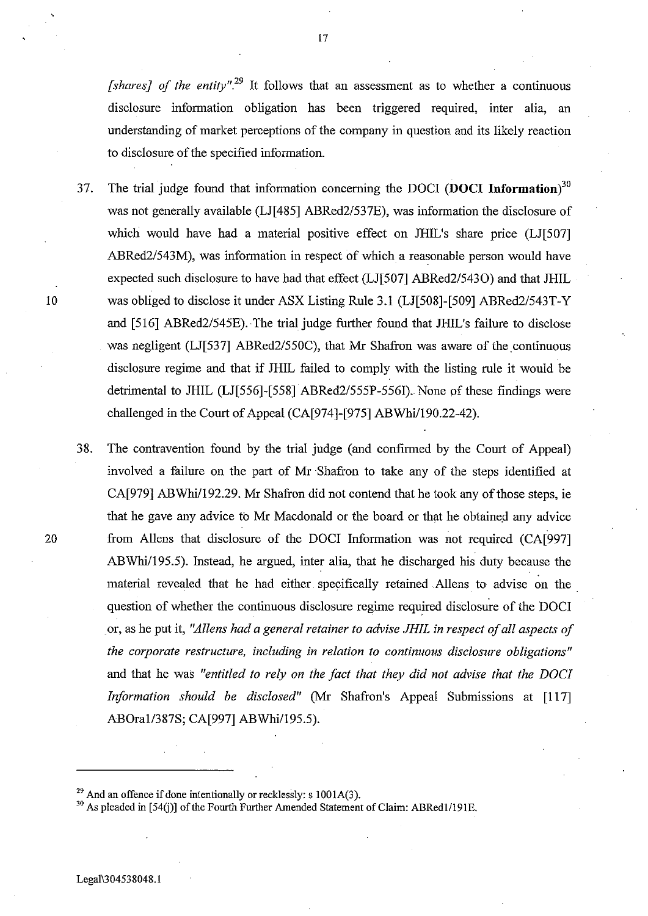*[shares] of the entity"*.[29] It follows that an assessment as to whether a continuous disclosure information obligation has been triggered required, inter alia, an understanding of market perceptions of the company in question and its likely reaction to disclosure of the specified information.

37. The trial judge found that information concerning the DOCI (**DOCI Information**)[30] was not generally available (LJ[485] ABRed2/537E), was information the disclosure of which would have had a material positive effect on JHIL's share price (LJ[507] ABRed2/543M), was information in respect of which a reasonable person would have expected such disclosure to have had that effect (LJ[507] ABRed2/543O) and that JHIL was obliged to disclose it under ASX Listing Rule 3.1 (LJ[508]-[509] ABRed2/543T-Y and [516] ABRed2/545E). The trial judge further found that JHIL's failure to disclose was negligent (LJ[537] ABRed2/550C), that Mr Shafron was aware of the continuous disclosure regime and that if JHIL failed to comply with the listing rule it would be detrimental to JHIL (LJ[556]-[558] ABRed2/555P-556I). None of these findings were challenged in the Court of Appeal (CA[974]-[975] ABWhi/190.22-42).

38. The contravention found by the trial judge (and confirmed by the Court of Appeal) involved a failure on the part of Mr Shafron to take any of the steps identified at CA[979] ABWhi/192.29. Mr Shafron did not contend that he took any of those steps, ie that he gave any advice to Mr Macdonald or the board or that he obtained any advice from Allens that disclosure of the DOCI Information was not required (CA[997] ABWhi/195.5). Instead, he argued, inter alia, that he discharged his duty because the material revealed that he had either specifically retained Allens to advise on the question of whether the continuous disclosure regime required disclosure of the DOCI or, as he put it, *"Allens had a general retainer to advise JHIL in respect of all aspects of the corporate restructure, including in relation to continuous disclosure obligations"* and that he was *"entitled to rely on the fact that they did not advise that the DOCI Information should be disclosed"* (Mr Shafron's Appeal Submissions at [117] ABOral/387S; CA[997] ABWhi/195.5).

---

[29] And an offence if done intentionally or recklessly: s 1001A(3).

[30] As pleaded in [54(j)] of the Fourth Further Amended Statement of Claim: ABRed1/191E.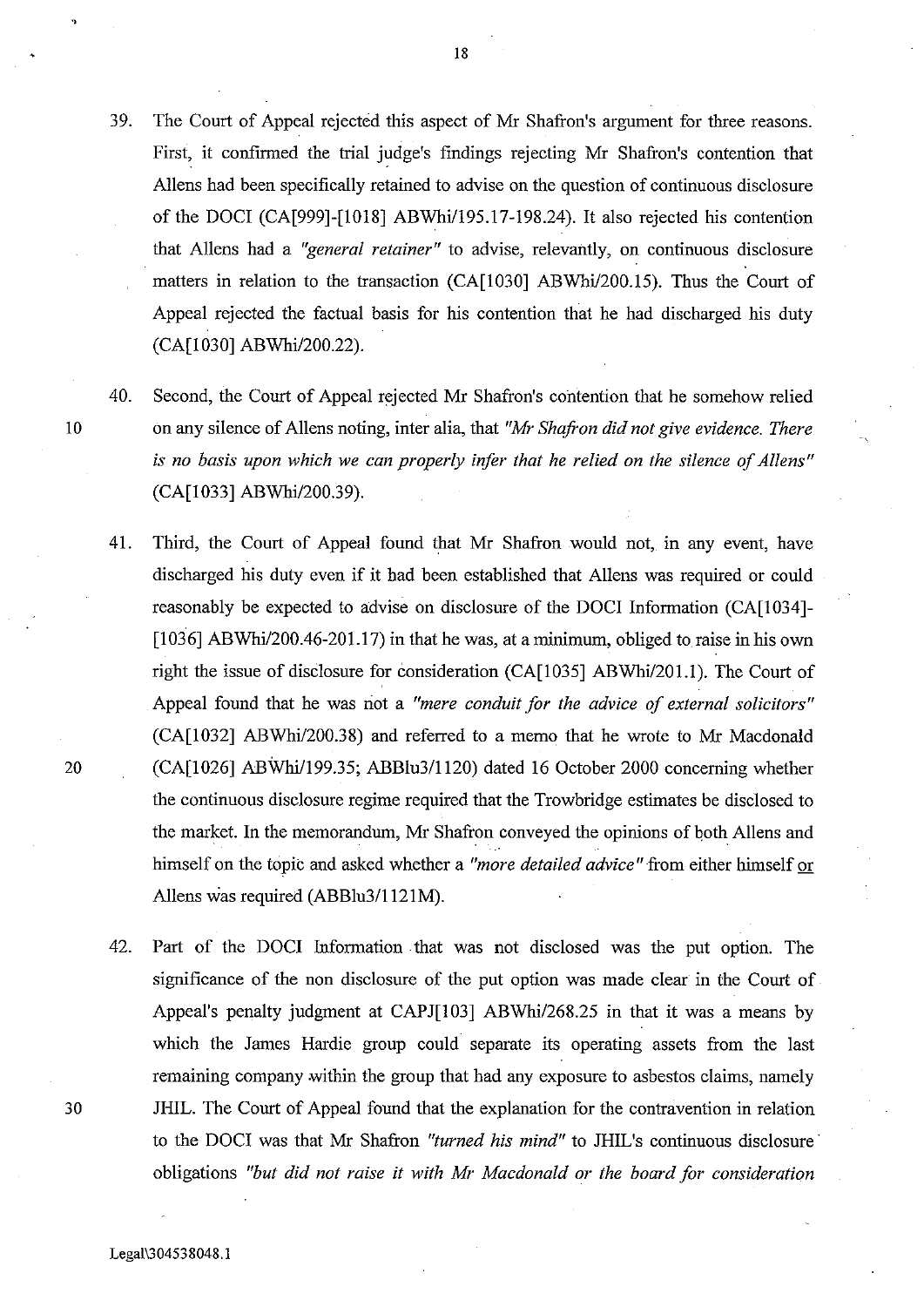39. The Court of Appeal rejected this aspect of Mr Shafron's argument for three reasons. First, it confirmed the trial judge's findings rejecting Mr Shafron's contention that Allens had been specifically retained to advise on the question of continuous disclosure of the DOCI (CA[999]-[1018] ABWhi/195.17-198.24). It also rejected his contention that Allens had a *"general retainer"* to advise, relevantly, on continuous disclosure matters in relation to the transaction (CA[1030] ABWhi/200.15). Thus the Court of Appeal rejected the factual basis for his contention that he had discharged his duty (CA[1030] ABWhi/200.22).

40. Second, the Court of Appeal rejected Mr Shafron's contention that he somehow relied on any silence of Allens noting, inter alia, that *"Mr Shafron did not give evidence. There is no basis upon which we can properly infer that he relied on the silence of Allens"* (CA[1033] ABWhi/200.39).

41. Third, the Court of Appeal found that Mr Shafron would not, in any event, have discharged his duty even if it had been established that Allens was required or could reasonably be expected to advise on disclosure of the DOCI Information (CA[1034]-[1036] ABWhi/200.46-201.17) in that he was, at a minimum, obliged to raise in his own right the issue of disclosure for consideration (CA[1035] ABWhi/201.1). The Court of Appeal found that he was not a *"mere conduit for the advice of external solicitors"* (CA[1032] ABWhi/200.38) and referred to a memo that he wrote to Mr Macdonald (CA[1026] ABWhi/199.35; ABBlu3/1120) dated 16 October 2000 concerning whether the continuous disclosure regime required that the Trowbridge estimates be disclosed to the market. In the memorandum, Mr Shafron conveyed the opinions of both Allens and himself on the topic and asked whether a *"more detailed advice"* from either himself <u>or</u> Allens was required (ABBlu3/1121M).

42. Part of the DOCI Information that was not disclosed was the put option. The significance of the non disclosure of the put option was made clear in the Court of Appeal's penalty judgment at CAPJ[103] ABWhi/268.25 in that it was a means by which the James Hardie group could separate its operating assets from the last remaining company within the group that had any exposure to asbestos claims, namely JHIL. The Court of Appeal found that the explanation for the contravention in relation to the DOCI was that Mr Shafron *"turned his mind"* to JHIL's continuous disclosure obligations *"but did not raise it with Mr Macdonald or the board for consideration*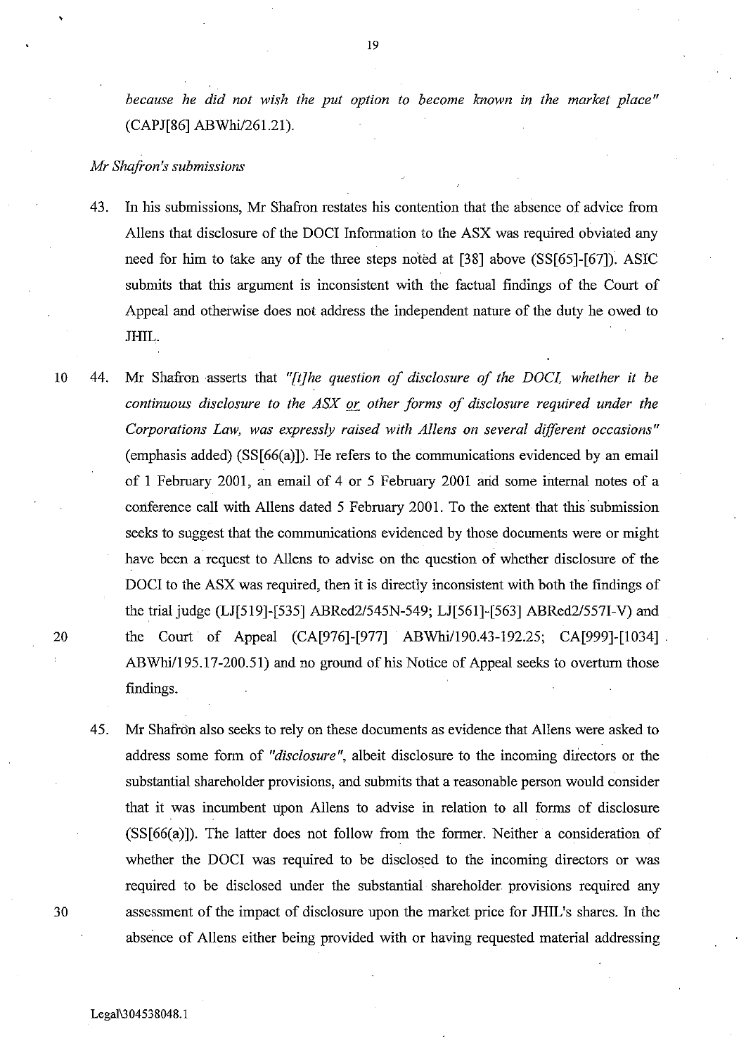*because he did not wish the put option to become known in the market place"* (CAPJ[86] ABWhi/261.21).

*Mr Shafron's submissions*

43. In his submissions, Mr Shafron restates his contention that the absence of advice from Allens that disclosure of the DOCI Information to the ASX was required obviated any need for him to take any of the three steps noted at [38] above (SS[65]-[67]). ASIC submits that this argument is inconsistent with the factual findings of the Court of Appeal and otherwise does not address the independent nature of the duty he owed to JHIL.

44. Mr Shafron asserts that *"[t]he question of disclosure of the DOCI, whether it be continuous disclosure to the ASX or other forms of disclosure required under the Corporations Law, was expressly raised with Allens on several different occasions"* (emphasis added) (SS[66(a)]). He refers to the communications evidenced by an email of 1 February 2001, an email of 4 or 5 February 2001 and some internal notes of a conference call with Allens dated 5 February 2001. To the extent that this submission seeks to suggest that the communications evidenced by those documents were or might have been a request to Allens to advise on the question of whether disclosure of the DOCI to the ASX was required, then it is directly inconsistent with both the findings of the trial judge (LJ[519]-[535] ABRed2/545N-549; LJ[561]-[563] ABRed2/557I-V) and the Court of Appeal (CA[976]-[977] ABWhi/190.43-192.25; CA[999]-[1034] ABWhi/195.17-200.51) and no ground of his Notice of Appeal seeks to overturn those findings.

45. Mr Shafron also seeks to rely on these documents as evidence that Allens were asked to address some form of *"disclosure"*, albeit disclosure to the incoming directors or the substantial shareholder provisions, and submits that a reasonable person would consider that it was incumbent upon Allens to advise in relation to all forms of disclosure (SS[66(a)]). The latter does not follow from the former. Neither a consideration of whether the DOCI was required to be disclosed to the incoming directors or was required to be disclosed under the substantial shareholder provisions required any assessment of the impact of disclosure upon the market price for JHIL's shares. In the absence of Allens either being provided with or having requested material addressing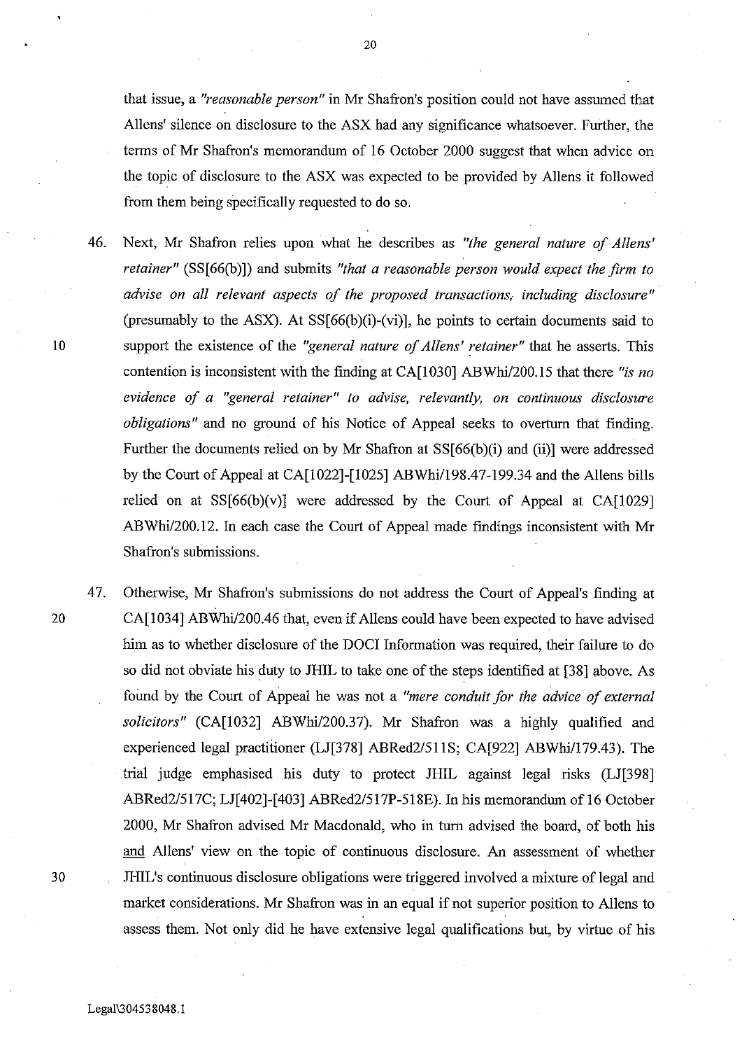that issue, a *"reasonable person"* in Mr Shafron's position could not have assumed that Allens' silence on disclosure to the ASX had any significance whatsoever. Further, the terms of Mr Shafron's memorandum of 16 October 2000 suggest that when advice on the topic of disclosure to the ASX was expected to be provided by Allens it followed from them being specifically requested to do so.

46. Next, Mr Shafron relies upon what he describes as *"the general nature of Allens' retainer"* (SS[66(b)]) and submits *"that a reasonable person would expect the firm to advise on all relevant aspects of the proposed transactions, including disclosure"* (presumably to the ASX). At SS[66(b)(i)-(vi)], he points to certain documents said to support the existence of the *"general nature of Allens' retainer"* that he asserts. This contention is inconsistent with the finding at CA[1030] ABWhi/200.15 that there *"is no evidence of a "general retainer" to advise, relevantly, on continuous disclosure obligations"* and no ground of his Notice of Appeal seeks to overturn that finding. Further the documents relied on by Mr Shafron at SS[66(b)(i) and (ii)] were addressed by the Court of Appeal at CA[1022]-[1025] ABWhi/198.47-199.34 and the Allens bills relied on at SS[66(b)(v)] were addressed by the Court of Appeal at CA[1029] ABWhi/200.12. In each case the Court of Appeal made findings inconsistent with Mr Shafron's submissions.

47. Otherwise, Mr Shafron's submissions do not address the Court of Appeal's finding at CA[1034] ABWhi/200.46 that, even if Allens could have been expected to have advised him as to whether disclosure of the DOCI Information was required, their failure to do so did not obviate his duty to JHIL to take one of the steps identified at [38] above. As found by the Court of Appeal he was not a *"mere conduit for the advice of external solicitors"* (CA[1032] ABWhi/200.37). Mr Shafron was a highly qualified and experienced legal practitioner (LJ[378] ABRed2/511S; CA[922] ABWhi/179.43). The trial judge emphasised his duty to protect JHIL against legal risks (LJ[398] ABRed2/517C; LJ[402]-[403] ABRed2/517P-518E). In his memorandum of 16 October 2000, Mr Shafron advised Mr Macdonald, who in turn advised the board, of both his <u>and</u> Allens' view on the topic of continuous disclosure. An assessment of whether JHIL's continuous disclosure obligations were triggered involved a mixture of legal and market considerations. Mr Shafron was in an equal if not superior position to Allens to assess them. Not only did he have extensive legal qualifications but, by virtue of his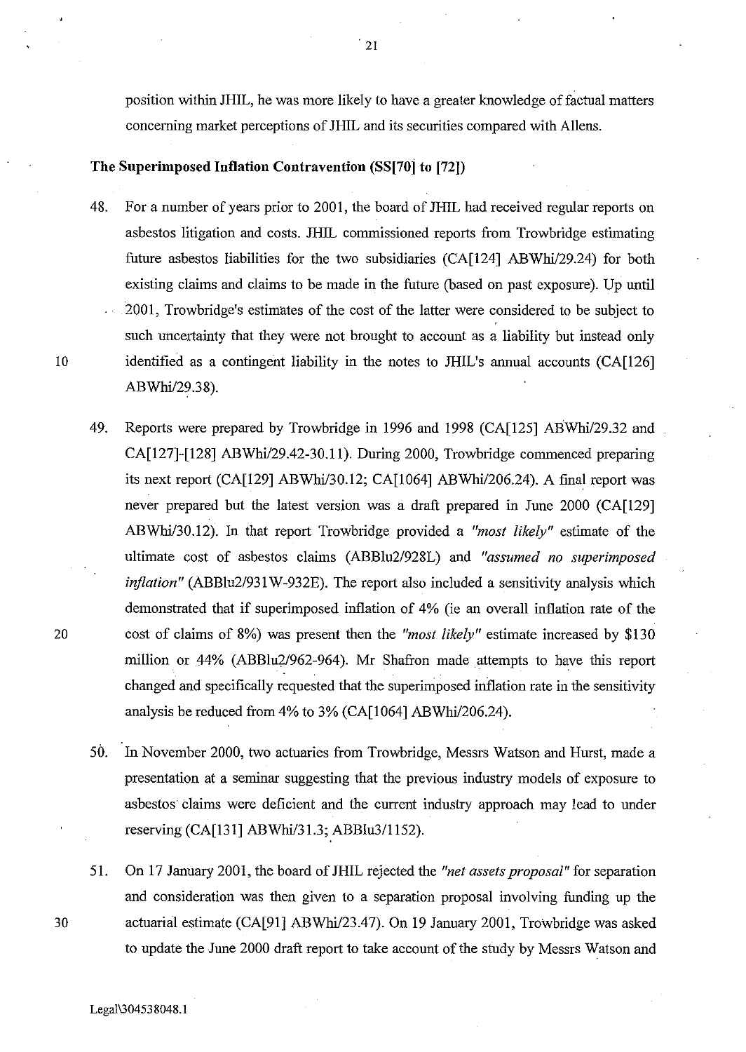position within JHIL, he was more likely to have a greater knowledge of factual matters concerning market perceptions of JHIL and its securities compared with Allens.

**The Superimposed Inflation Contravention (SS[70] to [72])**

48. For a number of years prior to 2001, the board of JHIL had received regular reports on asbestos litigation and costs. JHIL commissioned reports from Trowbridge estimating future asbestos liabilities for the two subsidiaries (CA[124] ABWhi/29.24) for both existing claims and claims to be made in the future (based on past exposure). Up until 2001, Trowbridge's estimates of the cost of the latter were considered to be subject to such uncertainty that they were not brought to account as a liability but instead only identified as a contingent liability in the notes to JHIL's annual accounts (CA[126] ABWhi/29.38).

49. Reports were prepared by Trowbridge in 1996 and 1998 (CA[125] ABWhi/29.32 and CA[127]-[128] ABWhi/29.42-30.11). During 2000, Trowbridge commenced preparing its next report (CA[129] ABWhi/30.12; CA[1064] ABWhi/206.24). A final report was never prepared but the latest version was a draft prepared in June 2000 (CA[129] ABWhi/30.12). In that report Trowbridge provided a *"most likely"* estimate of the ultimate cost of asbestos claims (ABBlu2/928L) and *"assumed no superimposed inflation"* (ABBlu2/931W-932E). The report also included a sensitivity analysis which demonstrated that if superimposed inflation of 4% (ie an overall inflation rate of the cost of claims of 8%) was present then the *"most likely"* estimate increased by $130 million or 44% (ABBlu2/962-964). Mr Shafron made attempts to have this report changed and specifically requested that the superimposed inflation rate in the sensitivity analysis be reduced from 4% to 3% (CA[1064] ABWhi/206.24).

50. In November 2000, two actuaries from Trowbridge, Messrs Watson and Hurst, made a presentation at a seminar suggesting that the previous industry models of exposure to asbestos claims were deficient and the current industry approach may lead to under reserving (CA[131] ABWhi/31.3; ABBlu3/1152).

51. On 17 January 2001, the board of JHIL rejected the *"net assets proposal"* for separation and consideration was then given to a separation proposal involving funding up the actuarial estimate (CA[91] ABWhi/23.47). On 19 January 2001, Trowbridge was asked to update the June 2000 draft report to take account of the study by Messrs Watson and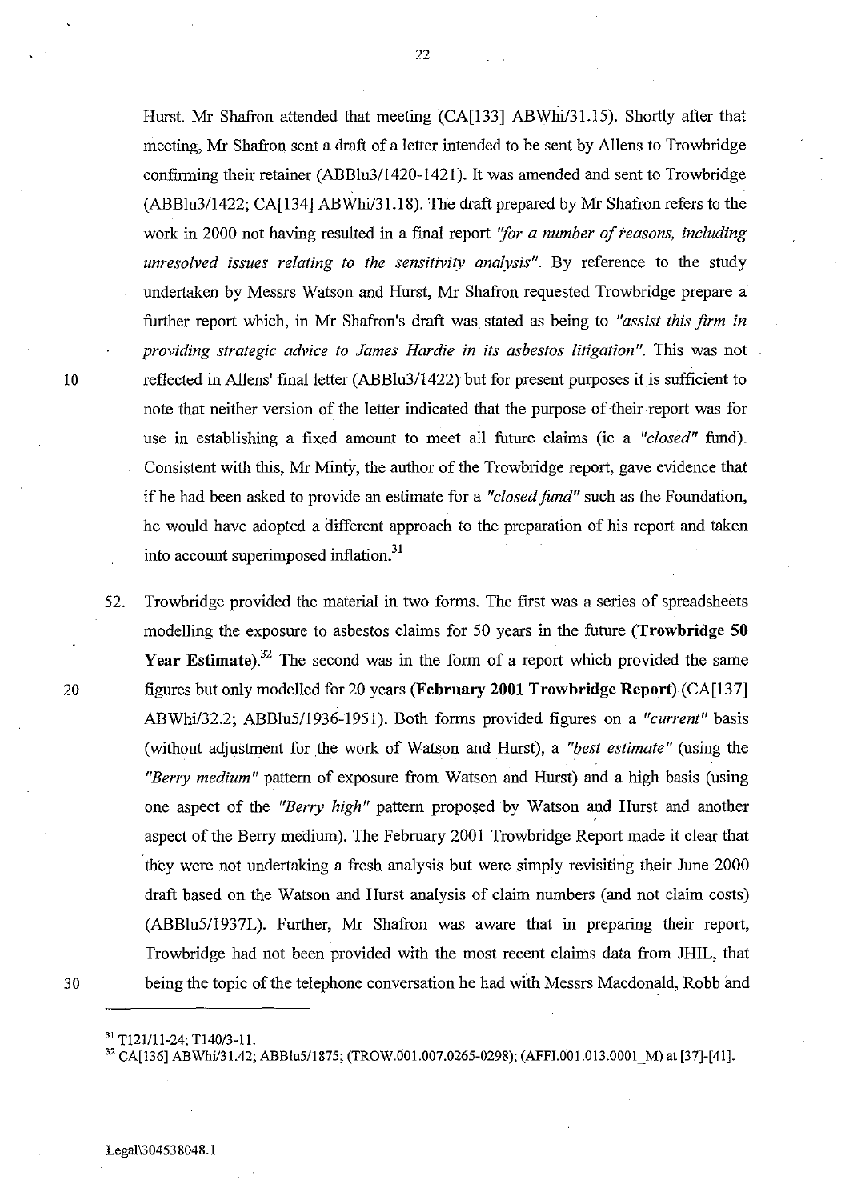Hurst. Mr Shafron attended that meeting (CA[133] ABWhi/31.15). Shortly after that meeting, Mr Shafron sent a draft of a letter intended to be sent by Allens to Trowbridge confirming their retainer (ABBlu3/1420-1421). It was amended and sent to Trowbridge (ABBlu3/1422; CA[134] ABWhi/31.18). The draft prepared by Mr Shafron refers to the work in 2000 not having resulted in a final report *"for a number of reasons, including unresolved issues relating to the sensitivity analysis"*. By reference to the study undertaken by Messrs Watson and Hurst, Mr Shafron requested Trowbridge prepare a further report which, in Mr Shafron's draft was stated as being to *"assist this firm in providing strategic advice to James Hardie in its asbestos litigation"*. This was not reflected in Allens' final letter (ABBlu3/1422) but for present purposes it is sufficient to note that neither version of the letter indicated that the purpose of their report was for use in establishing a fixed amount to meet all future claims (ie a *"closed"* fund). Consistent with this, Mr Minty, the author of the Trowbridge report, gave evidence that if he had been asked to provide an estimate for a *"closed fund"* such as the Foundation, he would have adopted a different approach to the preparation of his report and taken into account superimposed inflation.[31]

52. Trowbridge provided the material in two forms. The first was a series of spreadsheets modelling the exposure to asbestos claims for 50 years in the future (**Trowbridge 50 Year Estimate**).[32] The second was in the form of a report which provided the same figures but only modelled for 20 years (**February 2001 Trowbridge Report**) (CA[137] ABWhi/32.2; ABBlu5/1936-1951). Both forms provided figures on a *"current"* basis (without adjustment for the work of Watson and Hurst), a *"best estimate"* (using the *"Berry medium"* pattern of exposure from Watson and Hurst) and a high basis (using one aspect of the *"Berry high"* pattern proposed by Watson and Hurst and another aspect of the Berry medium). The February 2001 Trowbridge Report made it clear that they were not undertaking a fresh analysis but were simply revisiting their June 2000 draft based on the Watson and Hurst analysis of claim numbers (and not claim costs) (ABBlu5/1937L). Further, Mr Shafron was aware that in preparing their report, Trowbridge had not been provided with the most recent claims data from JHIL, that being the topic of the telephone conversation he had with Messrs Macdonald, Robb and

---

[31] T121/11-24; T140/3-11.

[32] CA[136] ABWhi/31.42; ABBlu5/1875; (TROW.001.007.0265-0298); (AFFI.001.013.0001_M) at [37]-[41].

Legal\304538048.1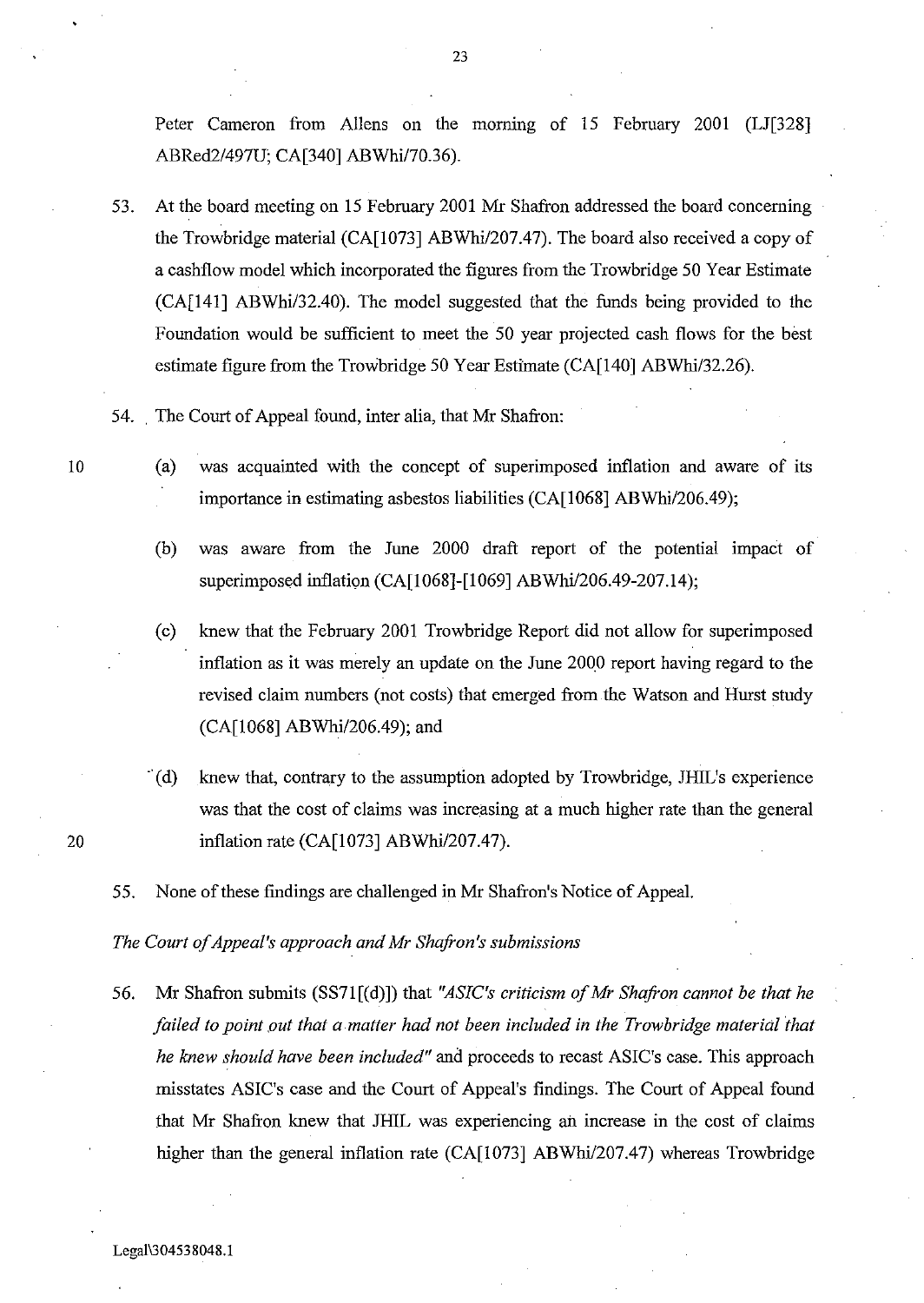Peter Cameron from Allens on the morning of 15 February 2001 (LJ[328] ABRed2/497U; CA[340] ABWhi/70.36).

53. At the board meeting on 15 February 2001 Mr Shafron addressed the board concerning the Trowbridge material (CA[1073] ABWhi/207.47). The board also received a copy of a cashflow model which incorporated the figures from the Trowbridge 50 Year Estimate (CA[141] ABWhi/32.40). The model suggested that the funds being provided to the Foundation would be sufficient to meet the 50 year projected cash flows for the best estimate figure from the Trowbridge 50 Year Estimate (CA[140] ABWhi/32.26).

54. The Court of Appeal found, inter alia, that Mr Shafron:

    (a) was acquainted with the concept of superimposed inflation and aware of its importance in estimating asbestos liabilities (CA[1068] ABWhi/206.49);

    (b) was aware from the June 2000 draft report of the potential impact of superimposed inflation (CA[1068]-[1069] ABWhi/206.49-207.14);

    (c) knew that the February 2001 Trowbridge Report did not allow for superimposed inflation as it was merely an update on the June 2000 report having regard to the revised claim numbers (not costs) that emerged from the Watson and Hurst study (CA[1068] ABWhi/206.49); and

    (d) knew that, contrary to the assumption adopted by Trowbridge, JHIL's experience was that the cost of claims was increasing at a much higher rate than the general inflation rate (CA[1073] ABWhi/207.47).

55. None of these findings are challenged in Mr Shafron's Notice of Appeal.

*The Court of Appeal's approach and Mr Shafron's submissions*

56. Mr Shafron submits (SS71[(d)]) that *"ASIC's criticism of Mr Shafron cannot be that he failed to point out that a matter had not been included in the Trowbridge material that he knew should have been included"* and proceeds to recast ASIC's case. This approach misstates ASIC's case and the Court of Appeal's findings. The Court of Appeal found that Mr Shafron knew that JHIL was experiencing an increase in the cost of claims higher than the general inflation rate (CA[1073] ABWhi/207.47) whereas Trowbridge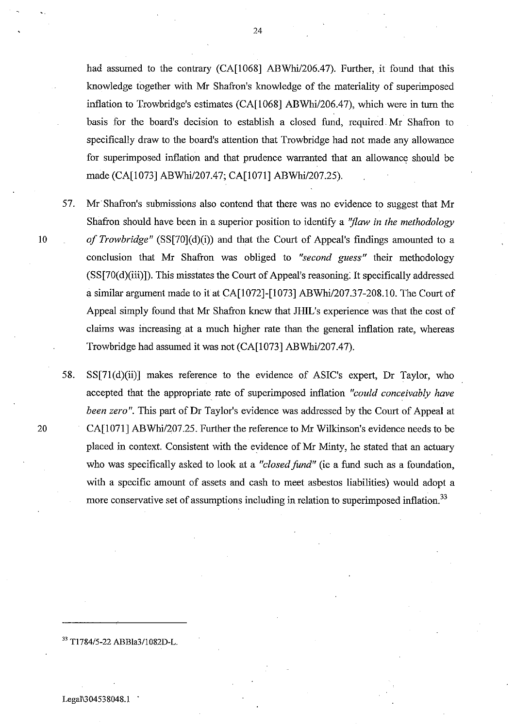had assumed to the contrary (CA[1068] ABWhi/206.47). Further, it found that this knowledge together with Mr Shafron's knowledge of the materiality of superimposed inflation to Trowbridge's estimates (CA[1068] ABWhi/206.47), which were in turn the basis for the board's decision to establish a closed fund, required Mr Shafron to specifically draw to the board's attention that Trowbridge had not made any allowance for superimposed inflation and that prudence warranted that an allowance should be made (CA[1073] ABWhi/207.47; CA[1071] ABWhi/207.25).

57. Mr Shafron's submissions also contend that there was no evidence to suggest that Mr Shafron should have been in a superior position to identify a *"flaw in the methodology of Trowbridge"* (SS[70](d)(i)) and that the Court of Appeal's findings amounted to a conclusion that Mr Shafron was obliged to *"second guess"* their methodology (SS[70(d)(iii)]). This misstates the Court of Appeal's reasoning. It specifically addressed a similar argument made to it at CA[1072]-[1073] ABWhi/207.37-208.10. The Court of Appeal simply found that Mr Shafron knew that JHIL's experience was that the cost of claims was increasing at a much higher rate than the general inflation rate, whereas Trowbridge had assumed it was not (CA[1073] ABWhi/207.47).

58. SS[71(d)(ii)] makes reference to the evidence of ASIC's expert, Dr Taylor, who accepted that the appropriate rate of superimposed inflation *"could conceivably have been zero"*. This part of Dr Taylor's evidence was addressed by the Court of Appeal at CA[1071] ABWhi/207.25. Further the reference to Mr Wilkinson's evidence needs to be placed in context. Consistent with the evidence of Mr Minty, he stated that an actuary who was specifically asked to look at a *"closed fund"* (ie a fund such as a foundation, with a specific amount of assets and cash to meet asbestos liabilities) would adopt a more conservative set of assumptions including in relation to superimposed inflation.[33]

---

[33] T1784/5-22 ABBla3/1082D-L.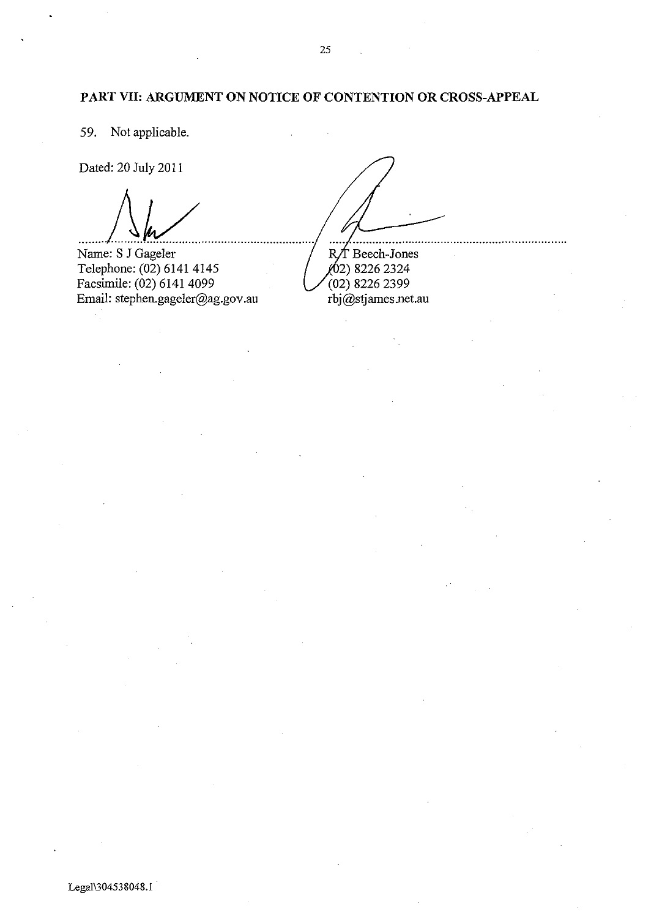## PART VII: ARGUMENT ON NOTICE OF CONTENTION OR CROSS-APPEAL

59. Not applicable.

Dated: 20 July 2011

Name: S J Gageler
Telephone: (02) 6141 4145
Facsimile: (02) 6141 4099
Email: stephen.gageler@ag.gov.au

R T Beech-Jones
(02) 8226 2324
(02) 8226 2399
rbj@stjames.net.au

Legal\304538048.1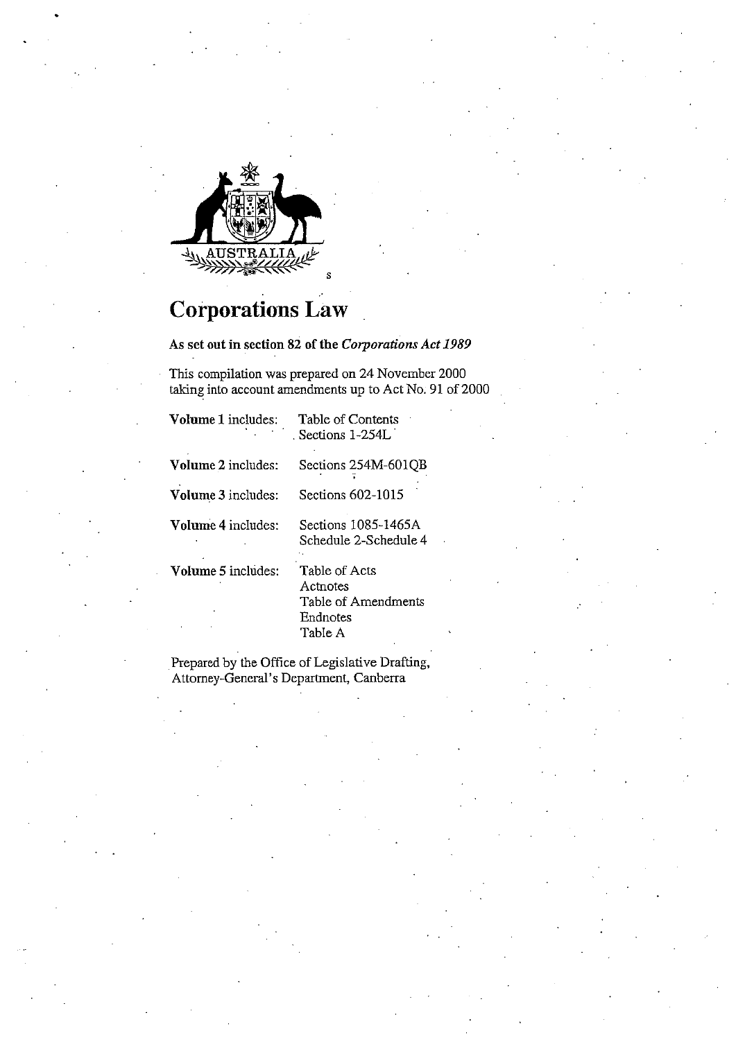# Corporations Law

**As set out in section 82 of the *Corporations Act 1989***

This compilation was prepared on 24 November 2000 taking into account amendments up to Act No. 91 of 2000

| | |
|---|---|
| **Volume 1 includes:** | Table of Contents<br>Sections 1-254L |
| **Volume 2 includes:** | Sections 254M-601QB |
| **Volume 3 includes:** | Sections 602-1015 |
| **Volume 4 includes:** | Sections 1085-1465A<br>Schedule 2-Schedule 4 |
| **Volume 5 includes:** | Table of Acts<br>Actnotes<br>Table of Amendments<br>Endnotes<br>Table A |

Prepared by the Office of Legislative Drafting, Attorney-General's Department, Canberra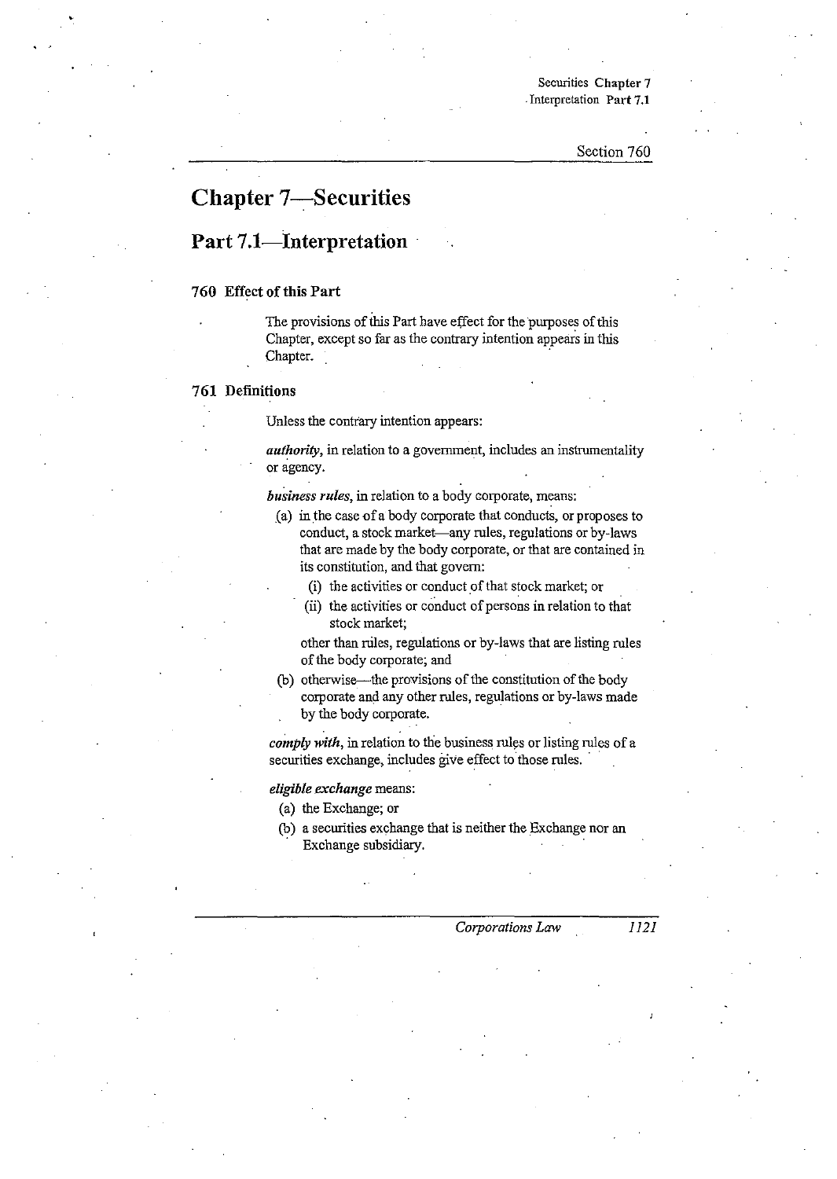# Chapter 7—Securities

## Part 7.1—Interpretation

### 760 Effect of this Part

The provisions of this Part have effect for the purposes of this Chapter, except so far as the contrary intention appears in this Chapter.

### 761 Definitions

Unless the contrary intention appears:

***authority***, in relation to a government, includes an instrumentality or agency.

***business rules***, in relation to a body corporate, means:

(a) in the case of a body corporate that conducts, or proposes to conduct, a stock market—any rules, regulations or by-laws that are made by the body corporate, or that are contained in its constitution, and that govern:

  (i) the activities or conduct of that stock market; or

  (ii) the activities or conduct of persons in relation to that stock market;

  other than rules, regulations or by-laws that are listing rules of the body corporate; and

(b) otherwise—the provisions of the constitution of the body corporate and any other rules, regulations or by-laws made by the body corporate.

***comply with***, in relation to the business rules or listing rules of a securities exchange, includes give effect to those rules.

***eligible exchange*** means:

(a) the Exchange; or

(b) a securities exchange that is neither the Exchange nor an Exchange subsidiary.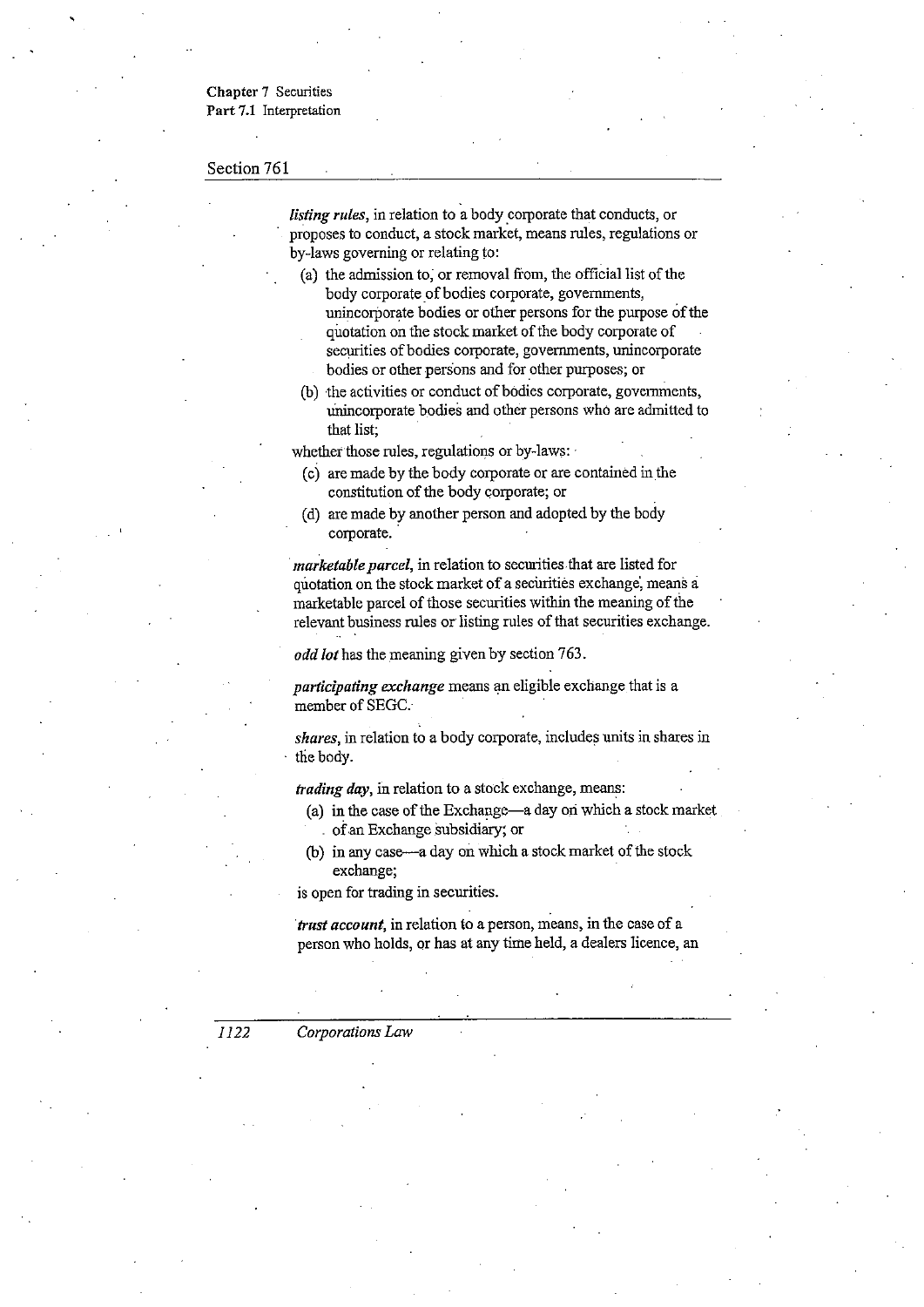## Section 761

***listing rules***, in relation to a body corporate that conducts, or proposes to conduct, a stock market, means rules, regulations or by-laws governing or relating to:

(a) the admission to, or removal from, the official list of the body corporate of bodies corporate, governments, unincorporate bodies or other persons for the purpose of the quotation on the stock market of the body corporate of securities of bodies corporate, governments, unincorporate bodies or other persons and for other purposes; or

(b) the activities or conduct of bodies corporate, governments, unincorporate bodies and other persons who are admitted to that list;

whether those rules, regulations or by-laws:

(c) are made by the body corporate or are contained in the constitution of the body corporate; or

(d) are made by another person and adopted by the body corporate.

***marketable parcel***, in relation to securities that are listed for quotation on the stock market of a securities exchange, means a marketable parcel of those securities within the meaning of the relevant business rules or listing rules of that securities exchange.

***odd lot*** has the meaning given by section 763.

***participating exchange*** means an eligible exchange that is a member of SEGC.

***shares***, in relation to a body corporate, includes units in shares in the body.

***trading day***, in relation to a stock exchange, means:

(a) in the case of the Exchange—a day on which a stock market of an Exchange subsidiary; or

(b) in any case—a day on which a stock market of the stock exchange;

is open for trading in securities.

***trust account***, in relation to a person, means, in the case of a person who holds, or has at any time held, a dealers licence, an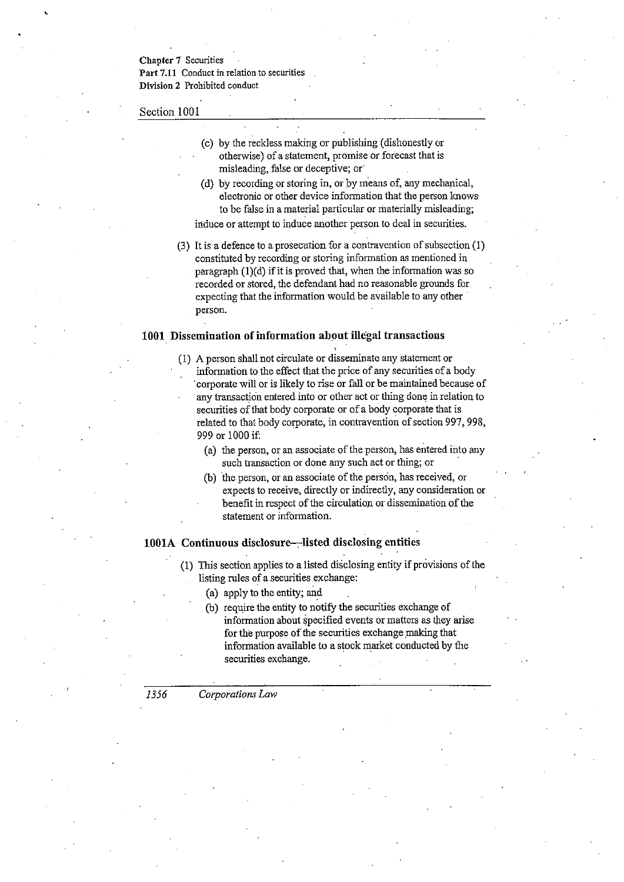(c) by the reckless making or publishing (dishonestly or otherwise) of a statement, promise or forecast that is misleading, false or deceptive; or

(d) by recording or storing in, or by means of, any mechanical, electronic or other device information that the person knows to be false in a material particular or materially misleading;

induce or attempt to induce another person to deal in securities.

(3) It is a defence to a prosecution for a contravention of subsection (1) constituted by recording or storing information as mentioned in paragraph (1)(d) if it is proved that, when the information was so recorded or stored, the defendant had no reasonable grounds for expecting that the information would be available to any other person.

### 1001 Dissemination of information about illegal transactions

(1) A person shall not circulate or disseminate any statement or information to the effect that the price of any securities of a body corporate will or is likely to rise or fall or be maintained because of any transaction entered into or other act or thing done in relation to securities of that body corporate or of a body corporate that is related to that body corporate, in contravention of section 997, 998, 999 or 1000 if:

(a) the person, or an associate of the person, has entered into any such transaction or done any such act or thing; or

(b) the person, or an associate of the person, has received, or expects to receive, directly or indirectly, any consideration or benefit in respect of the circulation or dissemination of the statement or information.

### 1001A Continuous disclosure—listed disclosing entities

(1) This section applies to a listed disclosing entity if provisions of the listing rules of a securities exchange:

(a) apply to the entity; and

(b) require the entity to notify the securities exchange of information about specified events or matters as they arise for the purpose of the securities exchange making that information available to a stock market conducted by the securities exchange.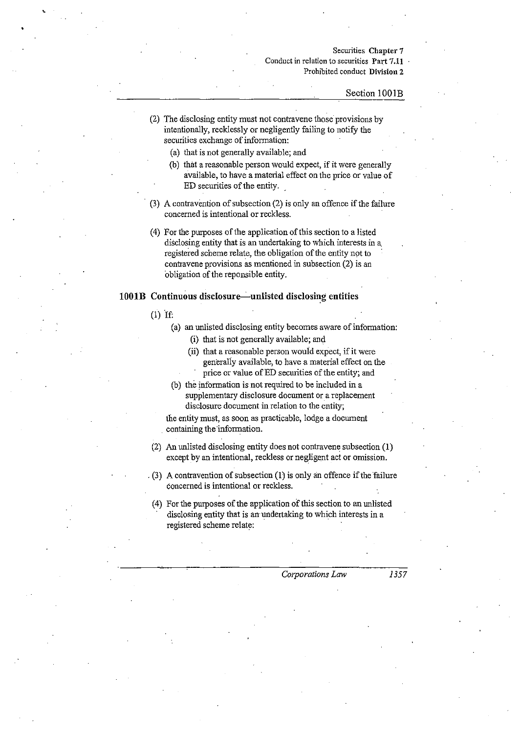(2) The disclosing entity must not contravene those provisions by intentionally, recklessly or negligently failing to notify the securities exchange of information:

(a) that is not generally available; and

(b) that a reasonable person would expect, if it were generally available, to have a material effect on the price or value of ED securities of the entity.

(3) A contravention of subsection (2) is only an offence if the failure concerned is intentional or reckless.

(4) For the purposes of the application of this section to a listed disclosing entity that is an undertaking to which interests in a registered scheme relate, the obligation of the entity not to contravene provisions as mentioned in subsection (2) is an obligation of the reponsible entity.

### 1001B Continuous disclosure—unlisted disclosing entities

(1) If:

(a) an unlisted disclosing entity becomes aware of information:

(i) that is not generally available; and

(ii) that a reasonable person would expect, if it were generally available, to have a material effect on the price or value of ED securities of the entity; and

(b) the information is not required to be included in a supplementary disclosure document or a replacement disclosure document in relation to the entity;

the entity must, as soon as practicable, lodge a document containing the information.

(2) An unlisted disclosing entity does not contravene subsection (1) except by an intentional, reckless or negligent act or omission.

(3) A contravention of subsection (1) is only an offence if the failure concerned is intentional or reckless.

(4) For the purposes of the application of this section to an unlisted disclosing entity that is an undertaking to which interests in a registered scheme relate: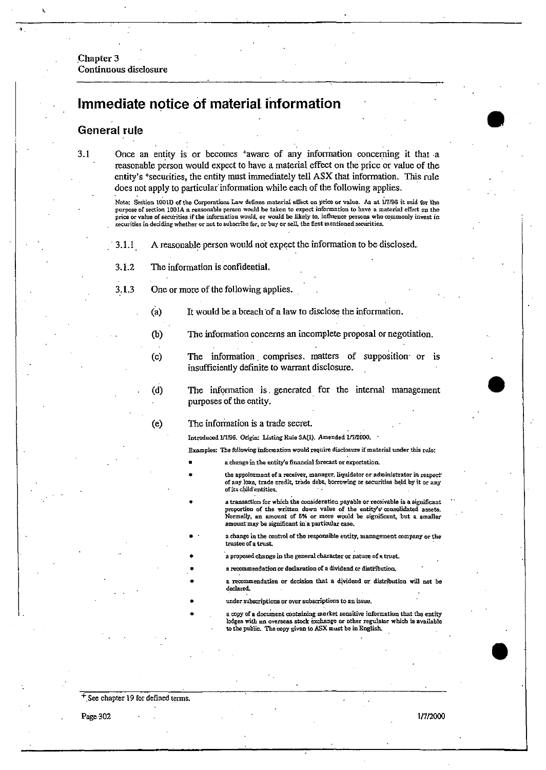# Immediate notice of material information

## General rule

3.1 Once an entity is or becomes +aware of any information concerning it that a reasonable person would expect to have a material effect on the price or value of the entity's +securities, the entity must immediately tell ASX that information. This rule does not apply to particular information while each of the following applies.

Note: Section 1001D of the Corporations Law defines material effect on price or value. As at 1/7/96 it said for the purpose of section 1001A a reasonable person would be taken to expect information to have a material effect on the price or value of securities if the information would, or would be likely to, influence persons who commonly invest in securities in deciding whether or not to subscribe for, or buy or sell, the first mentioned securities.

3.1.1 A reasonable person would not expect the information to be disclosed.

3.1.2 The information is confidential.

3.1.3 One or more of the following applies.

(a) It would be a breach of a law to disclose the information.

(b) The information concerns an incomplete proposal or negotiation.

(c) The information comprises matters of supposition or is insufficiently definite to warrant disclosure.

(d) The information is generated for the internal management purposes of the entity.

(e) The information is a trade secret.

Introduced 1/7/96. Origin: Listing Rule 3A(1). Amended 1/7/2000.

Examples: The following information would require disclosure if material under this rule:

- a change in the entity's financial forecast or expectation.
- the appointment of a receiver, manager, liquidator or administrator in respect of any loan, trade credit, trade debt, borrowing or securities held by it or any of its child entities.
- a transaction for which the consideration payable or receivable is a significant proportion of the written down value of the entity's consolidated assets. Normally, an amount of 5% or more would be significant, but a smaller amount may be significant in a particular case.
- a change in the control of the responsible entity, management company or the trustee of a trust.
- a proposed change in the general character or nature of a trust.
- a recommendation or declaration of a dividend or distribution.
- a recommendation or decision that a dividend or distribution will not be declared.
- under subscriptions or over subscriptions to an issue.
- a copy of a document containing market sensitive information that the entity lodges with an overseas stock exchange or other regulator which is available to the public. The copy given to ASX must be in English.

+ See chapter 19 for defined terms.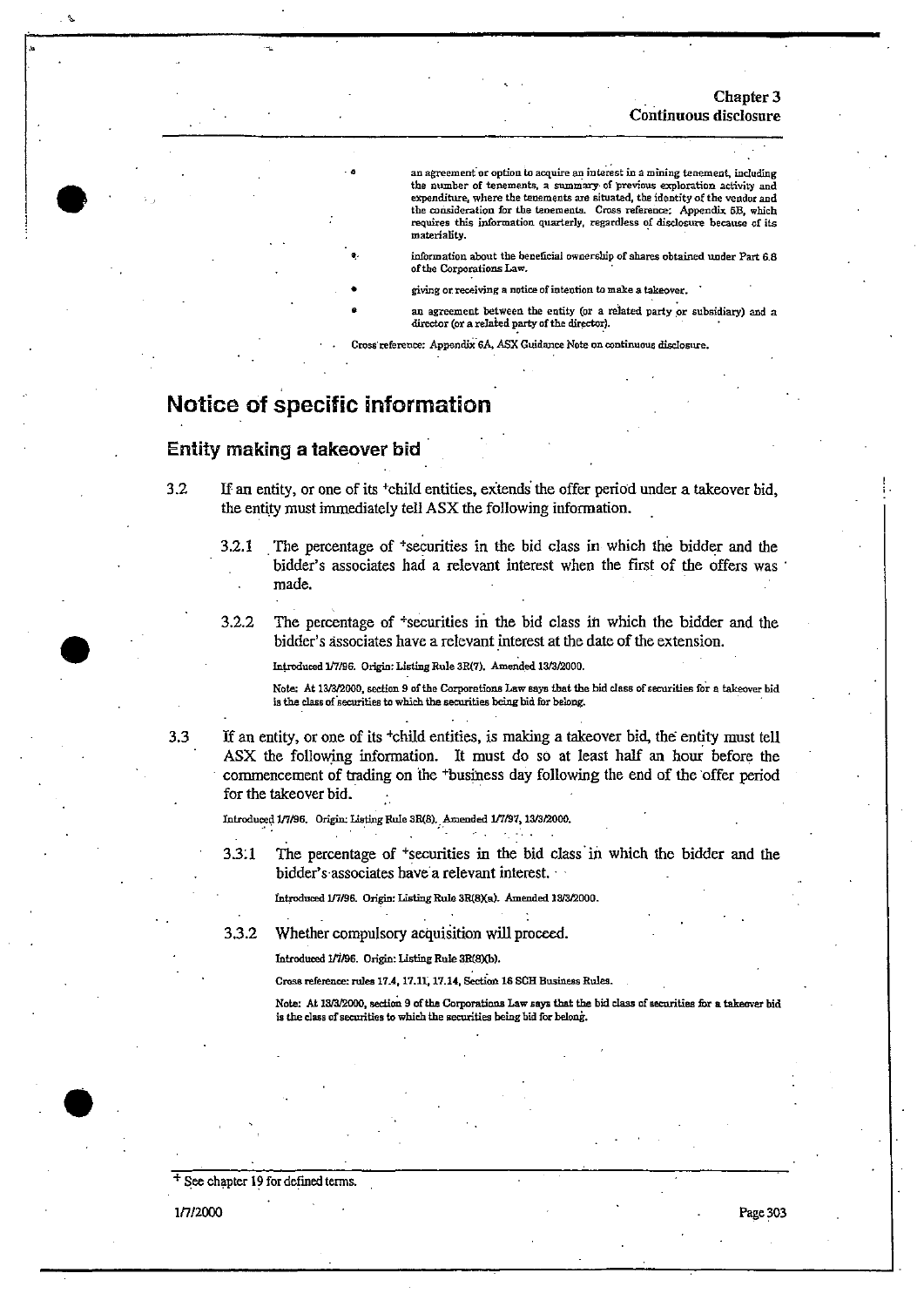- an agreement or option to acquire an interest in a mining tenement, including the number of tenements, a summary of previous exploration activity and expenditure, where the tenements are situated, the identity of the vendor and the consideration for the tenements. Cross reference: Appendix 5B, which requires this information quarterly, regardless of disclosure because of its materiality.
- information about the beneficial ownership of shares obtained under Part 6.8 of the Corporations Law.
- giving or receiving a notice of intention to make a takeover.
- an agreement between the entity (or a related party or subsidiary) and a director (or a related party of the director).

Cross reference: Appendix 6A, ASX Guidance Note on continuous disclosure.

# Notice of specific information

## Entity making a takeover bid

3.2 If an entity, or one of its +child entities, extends the offer period under a takeover bid, the entity must immediately tell ASX the following information.

3.2.1 The percentage of +securities in the bid class in which the bidder and the bidder's associates had a relevant interest when the first of the offers was made.

3.2.2 The percentage of +securities in the bid class in which the bidder and the bidder's associates have a relevant interest at the date of the extension.

Introduced 1/7/96. Origin: Listing Rule 3R(7). Amended 13/3/2000.

Note: At 13/3/2000, section 9 of the Corporations Law says that the bid class of securities for a takeover bid is the class of securities to which the securities being bid for belong.

3.3 If an entity, or one of its +child entities, is making a takeover bid, the entity must tell ASX the following information. It must do so at least half an hour before the commencement of trading on the +business day following the end of the offer period for the takeover bid.

Introduced 1/7/96. Origin: Listing Rule 3R(8). Amended 1/7/97, 13/3/2000.

3.3.1 The percentage of +securities in the bid class in which the bidder and the bidder's associates have a relevant interest.

Introduced 1/7/96. Origin: Listing Rule 3R(8)(a). Amended 13/3/2000.

3.3.2 Whether compulsory acquisition will proceed.

Introduced 1/7/96. Origin: Listing Rule 3R(8)(b).

Cross reference: rules 17.4, 17.11, 17.14, Section 16 SCH Business Rules.

Note: At 13/3/2000, section 9 of the Corporations Law says that the bid class of securities for a takeover bid is the class of securities to which the securities being bid for belong.

+ See chapter 19 for defined terms.